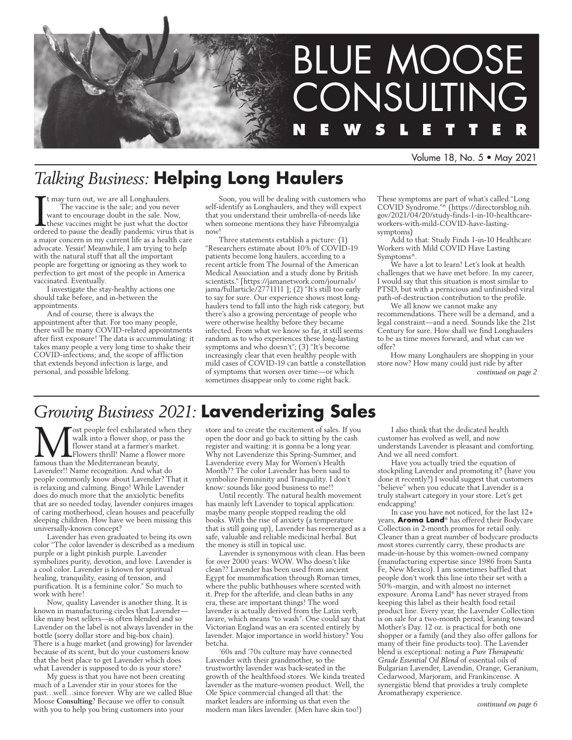# BLUE MOOSE CONSULTING NEWSLETTER

Volume 18, No. 5 • May 2021

## *Talking Business:* Helping Long Haulers

It may turn out, we are all Longhaulers.

The vaccine is the sale; and you never want to encourage doubt in the sale. Now, these vaccines might be just what the doctor ordered to pause the deadly pandemic virus that is a major concern in my current life as a health care advocate. Yessir! Meanwhile, I am trying to help with the natural stuff that all the important people are forgetting or ignoring as they work to perfection to get most of the people in America vaccinated. Eventually.

I investigate the stay-healthy actions one should take before, and in-between the appointments.

And of course, there is always the appointment after that. For too many people, there will be many COVID-related appointments after first exposure! The data is accummulating: it takes many people a very long time to shake their COVID-infections; and, the scope of affliction that extends beyond infection is large, and personal, and possible lifelong.

Soon, you will be dealing with customers who self-identify as Longhaulers, and they will expect that you understand their umbrella-of-needs like when someone mentions they have Fibromyalgia now!

Three statements establish a picture: (1) "Researchers estimate about 10% of COVID-19 patients become long haulers, according to a recent article from The Journal of the American Medical Association and a study done by British scientists." [https://jamanetwork.com/journals/jama/fullarticle/2771111 ]; (2) "It's still too early to say for sure. Our experience shows most long-haulers tend to fall into the high risk category, but there's also a growing percentage of people who were otherwise healthy before they became infected. From what we know so far, it still seems random as to who experiences these long-lasting symptoms and who doesn't"; (3) "It's become increasingly clear that even healthy people with mild cases of COVID-19 can battle a constellation of symptoms that worsen over time—or which sometimes disappear only to come right back. These symptoms are part of what's called "Long COVID Syndrome."^ (https://directorsblog.nih.gov/2021/04/20/study-finds-1-in-10-healthcare-workers-with-mild-COVID-have-lasting-symptoms)

Add to that: Study Finds 1-in-10 Healthcare Workers with Mild COVID Have Lasting Symptoms^.

We have a lot to learn! Let's look at health challenges that we have met before. In my career, I would say that this situation is most similar to PTSD, but with a pernicious and unfinished viral path-of-destruction contribution to the profile.

We all know we cannot make any recommendations. There will be a demand, and a legal constraint—and a need. Sounds like the 21st Century for sure. How shall we find Longhaulers to be as time moves forward, and what can we offer?

How many Longhaulers are shopping in your store now? How many could just ride by after

*continued on page 2*

## *Growing Business 2021:* Lavenderizing Sales

Most people feel exhilarated when they walk into a flower shop, or pass the flower stand at a farmer's market. Flowers thrill! Name a flower more famous than the Mediterranean beauty, Lavender!! Name recognition. And what do people commonly know about Lavender? That it is relaxing and calming. Bingo! While Lavender does do much more that the anxiolytic benefits that are so needed today, lavender conjures images of caring motherhood, clean houses and peacefully sleeping children. How have we been missing this universally-known concept?

Lavender has even graduated to being its own color "The color lavender is described as a medium purple or a light pinkish purple. Lavender symbolizes purity, devotion, and love. Lavender is a cool color. Lavender is known for spiritual healing, tranquility, easing of tension, and purification. It is a feminine color." So much to work with here!

Now, quality Lavender is another thing. It is known in manufacturing circles that Lavender—like many best sellers—is often blended and so Lavender on the label is not always lavender in the bottle (sorry dollar store and big-box chain). There is a huge market (and growing) for lavender because of its scent, but do your customers know that the best place to get Lavender which does what Lavender is supposed to do is your store?

My guess is that you have not been creating much of a Lavender stir in your stores for the past…well…since forever. Why are we called Blue Moose **Consulting**? Because we offer to consult with you to help you bring customers into your store and to create the excitement of sales. If you open the door and go back to sitting by the cash register and waiting: it is gonna be a long year. Why not Lavenderize this Spring-Summer, and Lavenderize every May for Women's Health Month?? The color Lavender has been said to symbolize Femininity and Tranquility. I don't know: sounds like good business to me!!

Until recently. The natural health movement has mainly left Lavender to topical application: maybe many people stopped reading the old books. With the rise of anxiety (a temperature that is still going up), Lavender has reemerged as a safe, valuable and reliable medicinal herbal. But the money is still in topical use.

Lavender is synonymous with clean. Has been for over 2000 years: WOW. Who doesn't like clean?? Lavender has been used from ancient Egypt for mummification through Roman times, where the public bathhouses where scented with it. Prep for the afterlife, and clean baths in any era, these are important things! The word lavender is actually derived from the Latin verb, lavare, which means "to wash". One could say that Victorian England was an era scented entirely by lavender. Major importance in world history? You betcha.

'60s and '70s culture may have connected Lavender with their grandmother, so the trustworthy lavender was back-seated in the growth of the healthfood stores. We kinda treated lavender as the mature-women product. Well, the Ole Spice commercial changed all that: the market leaders are informing us that even the modern man likes lavender. (Men have skin too!)

I also think that the dedicated health customer has evolved as well, and now understands Lavender is pleasant and comforting. And we all need comfort.

Have you actually tried the equation of stockpiling Lavender and promoting it? (have you done it recently?) I would suggest that customers "believe" when you educate that Lavender is a truly stalwart category in your store. Let's get endcapping!

In case you have not noticed, for the last 12+ years, **Aroma Land**® has offered their Bodycare Collection in 2-month promos for retail only. Cleaner than a great number of bodycare products most stores currently carry, these products are made-in-house by this women-owned company (manufacturing expertise since 1986 from Santa Fe, New Mexico). I am sometimes baffled that people don't work this line into their set with a 50%-margin, and with almost no internet exposure. Aroma Land® has never strayed from keeping this label as their health food retail product line. Every year, the Lavender Collection is on sale for a two-month period, leaning toward Mother's Day. 12 oz. is practical for both one shopper or a family (and they also offer gallons for many of their fine products too). The Lavender blend is exceptional: noting a *Pure Therapeutic Grade Essential Oil Blend* of essential oils of Bulgarian Lavender, Lavendin, Orange, Geranium, Cedarwood, Marjoram, and Frankincense. A synergistic blend that provides a truly complete Aromatherapy experience.

*continued on page 6*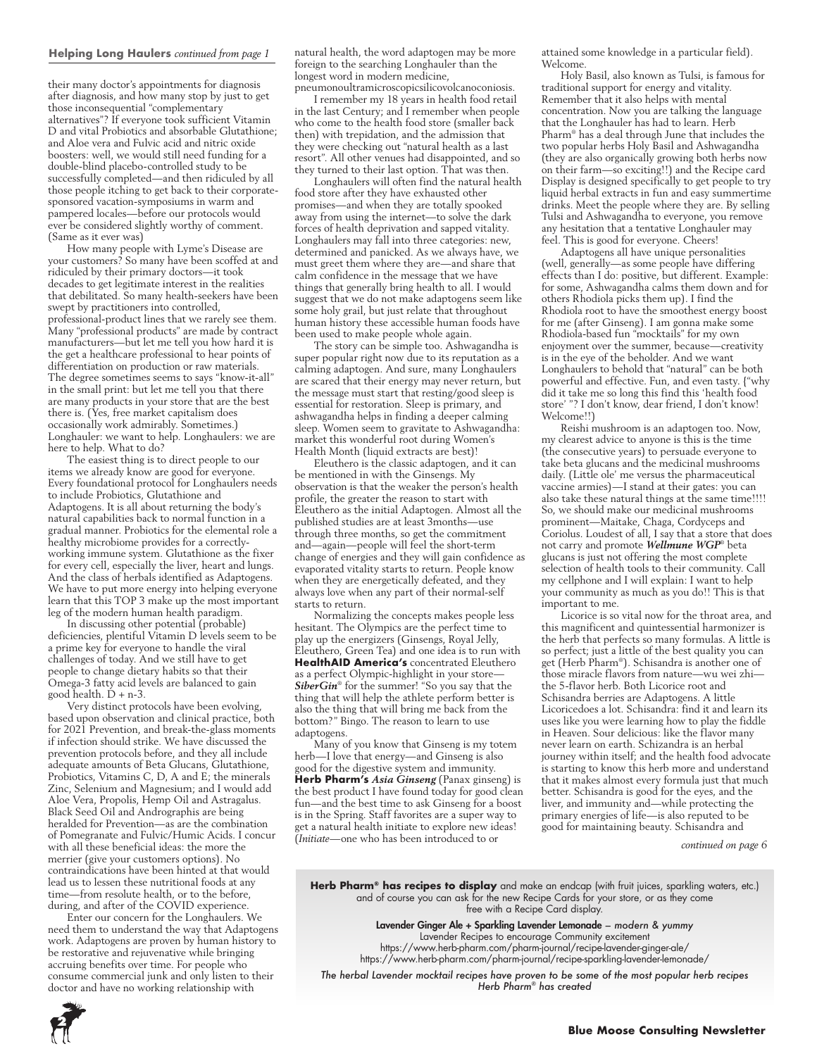**Helping Long Haulers** *continued from page 1*

their many doctor's appointments for diagnosis after diagnosis, and how many stop by just to get those inconsequential "complementary alternatives"? If everyone took sufficient Vitamin D and vital Probiotics and absorbable Glutathione; and Aloe vera and Fulvic acid and nitric oxide boosters: well, we would still need funding for a double-blind placebo-controlled study to be successfully completed—and then ridiculed by all those people itching to get back to their corporate-sponsored vacation-symposiums in warm and pampered locales—before our protocols would ever be considered slightly worthy of comment. (Same as it ever was)

How many people with Lyme's Disease are your customers? So many have been scoffed at and ridiculed by their primary doctors—it took decades to get legitimate interest in the realities that debilitated. So many health-seekers have been swept by practitioners into controlled, professional-product lines that we rarely see them. Many "professional products" are made by contract manufacturers—but let me tell you how hard it is the get a healthcare professional to hear points of differentiation on production or raw materials. The degree sometimes seems to says "know-it-all" in the small print: but let me tell you that there are many products in your store that are the best there is. (Yes, free market capitalism does occasionally work admirably. Sometimes.) Longhauler: we want to help. Longhaulers: we are here to help. What to do?

The easiest thing is to direct people to our items we already know are good for everyone. Every foundational protocol for Longhaulers needs to include Probiotics, Glutathione and Adaptogens. It is all about returning the body's natural capabilities back to normal function in a gradual manner. Probiotics for the elemental role a healthy microbiome provides for a correctly-working immune system. Glutathione as the fixer for every cell, especially the liver, heart and lungs. And the class of herbals identified as Adaptogens. We have to put more energy into helping everyone learn that this TOP 3 make up the most important leg of the modern human health paradigm.

In discussing other potential (probable) deficiencies, plentiful Vitamin D levels seem to be a prime key for everyone to handle the viral challenges of today. And we still have to get people to change dietary habits so that their Omega-3 fatty acid levels are balanced to gain good health. D + n-3.

Very distinct protocols have been evolving, based upon observation and clinical practice, both for 2021 Prevention, and break-the-glass moments if infection should strike. We have discussed the prevention protocols before, and they all include adequate amounts of Beta Glucans, Glutathione, Probiotics, Vitamins C, D, A and E; the minerals Zinc, Selenium and Magnesium; and I would add Aloe Vera, Propolis, Hemp Oil and Astragalus. Black Seed Oil and Andrographis are being heralded for Prevention—as are the combination of Pomegranate and Fulvic/Humic Acids. I concur with all these beneficial ideas: the more the merrier (give your customers options). No contraindications have been hinted at that would lead us to lessen these nutritional foods at any time—from resolute health, or to the before, during, and after of the COVID experience.

Enter our concern for the Longhaulers. We need them to understand the way that Adaptogens work. Adaptogens are proven by human history to be restorative and rejuvenative while bringing accruing benefits over time. For people who consume commercial junk and only listen to their doctor and have no working relationship with natural health, the word adaptogen may be more foreign to the searching Longhauler than the longest word in modern medicine, pneumonoultramicroscopicsilicovolcanoconiosis.

I remember my 18 years in health food retail in the last Century; and I remember when people who come to the health food store (smaller back then) with trepidation, and the admission that they were checking out "natural health as a last resort". All other venues had disappointed, and so they turned to their last option. That was then.

Longhaulers will often find the natural health food store after they have exhausted other promises—and when they are totally spooked away from using the internet—to solve the dark forces of health deprivation and sapped vitality. Longhaulers may fall into three categories: new, determined and panicked. As we always have, we must greet them where they are—and share that calm confidence in the message that we have things that generally bring health to all. I would suggest that we do not make adaptogens seem like some holy grail, but just relate that throughout human history these accessible human foods have been used to make people whole again.

The story can be simple too. Ashwagandha is super popular right now due to its reputation as a calming adaptogen. And sure, many Longhaulers are scared that their energy may never return, but the message must start that resting/good sleep is essential for restoration. Sleep is primary, and ashwagandha helps in finding a deeper calming sleep. Women seem to gravitate to Ashwagandha: market this wonderful root during Women's Health Month (liquid extracts are best)!

Eleuthero is the classic adaptogen, and it can be mentioned in with the Ginsengs. My observation is that the weaker the person's health profile, the greater the reason to start with Eleuthero as the initial Adaptogen. Almost all the published studies are at least 3months—use through three months, so get the commitment and—again—people will feel the short-term change of energies and they will gain confidence as evaporated vitality starts to return. People know when they are energetically defeated, and they always love when any part of their normal-self starts to return.

Normalizing the concepts makes people less hesitant. The Olympics are the perfect time to play up the energizers (Ginsengs, Royal Jelly, Eleuthero, Green Tea) and one idea is to run with **HealthAID America's** concentrated Eleuthero as a perfect Olympic-highlight in your store—***SiberGin***® for the summer! "So you say that the thing that will help the athlete perform better is also the thing that will bring me back from the bottom?" Bingo. The reason to learn to use adaptogens.

Many of you know that Ginseng is my totem herb—I love that energy—and Ginseng is also good for the digestive system and immunity. **Herb Pharm's** ***Asia Ginseng*** (Panax ginseng) is the best product I have found today for good clean fun—and the best time to ask Ginseng for a boost is in the Spring. Staff favorites are a super way to get a natural health initiate to explore new ideas! (*Initiate*—one who has been introduced to or attained some knowledge in a particular field). Welcome.

Holy Basil, also known as Tulsi, is famous for traditional support for energy and vitality. Remember that it also helps with mental concentration. Now you are talking the language that the Longhauler has had to learn. Herb Pharm® has a deal through June that includes the two popular herbs Holy Basil and Ashwagandha (they are also organically growing both herbs now on their farm—so exciting!!) and the Recipe card Display is designed specifically to get people to try liquid herbal extracts in fun and easy summertime drinks. Meet the people where they are. By selling Tulsi and Ashwagandha to everyone, you remove any hesitation that a tentative Longhauler may feel. This is good for everyone. Cheers!

Adaptogens all have unique personalities (well, generally—as some people have differing effects than I do: positive, but different. Example: for some, Ashwagandha calms them down and for others Rhodiola picks them up). I find the Rhodiola root to have the smoothest energy boost for me (after Ginseng). I am gonna make some Rhodiola-based fun "mocktails" for my own enjoyment over the summer, because—creativity is in the eye of the beholder. And we want Longhaulers to behold that "natural" can be both powerful and effective. Fun, and even tasty. {"why did it take me so long this find this 'health food store' "? I don't know, dear friend, I don't know! Welcome!!)

Reishi mushroom is an adaptogen too. Now, my clearest advice to anyone is this is the time (the consecutive years) to persuade everyone to take beta glucans and the medicinal mushrooms daily. (Little ole' me versus the pharmaceutical vaccine armies)—I stand at their gates: you can also take these natural things at the same time!!!! So, we should make our medicinal mushrooms prominent—Maitake, Chaga, Cordyceps and Coriolus. Loudest of all, I say that a store that does not carry and promote ***Wellmune WGP***® beta glucans is just not offering the most complete selection of health tools to their community. Call my cellphone and I will explain: I want to help your community as much as you do!! This is that important to me.

Licorice is so vital now for the throat area, and this magnificent and quintessential harmonizer is the herb that perfects so many formulas. A little is so perfect; just a little of the best quality you can get (Herb Pharm®). Schisandra is another one of those miracle flavors from nature—wu wei zhi—the 5-flavor herb. Both Licorice root and Schisandra berries are Adaptogens. A little Licoricedoes a lot. Schisandra: find it and learn its uses like you were learning how to play the fiddle in Heaven. Sour delicious: like the flavor many never learn on earth. Schizandra is an herbal journey within itself; and the health food advocate is starting to know this herb more and understand that it makes almost every formula just that much better. Schisandra is good for the eyes, and the liver, and immunity and—while protecting the primary energies of life—is also reputed to be good for maintaining beauty. Schisandra and

*continued on page 6*

**Herb Pharm® has recipes to display** and make an endcap (with fruit juices, sparkling waters, etc.) and of course you can ask for the new Recipe Cards for your store, or as they come free with a Recipe Card display.

**Lavender Ginger Ale + Sparkling Lavender Lemonade** – *modern & yummy*
Lavender Recipes to encourage Community excitement
https://www.herb-pharm.com/pharm-journal/recipe-lavender-ginger-ale/
https://www.herb-pharm.com/pharm-journal/recipe-sparkling-lavender-lemonade/

*The herbal Lavender mocktail recipes have proven to be some of the most popular herb recipes Herb Pharm® has created*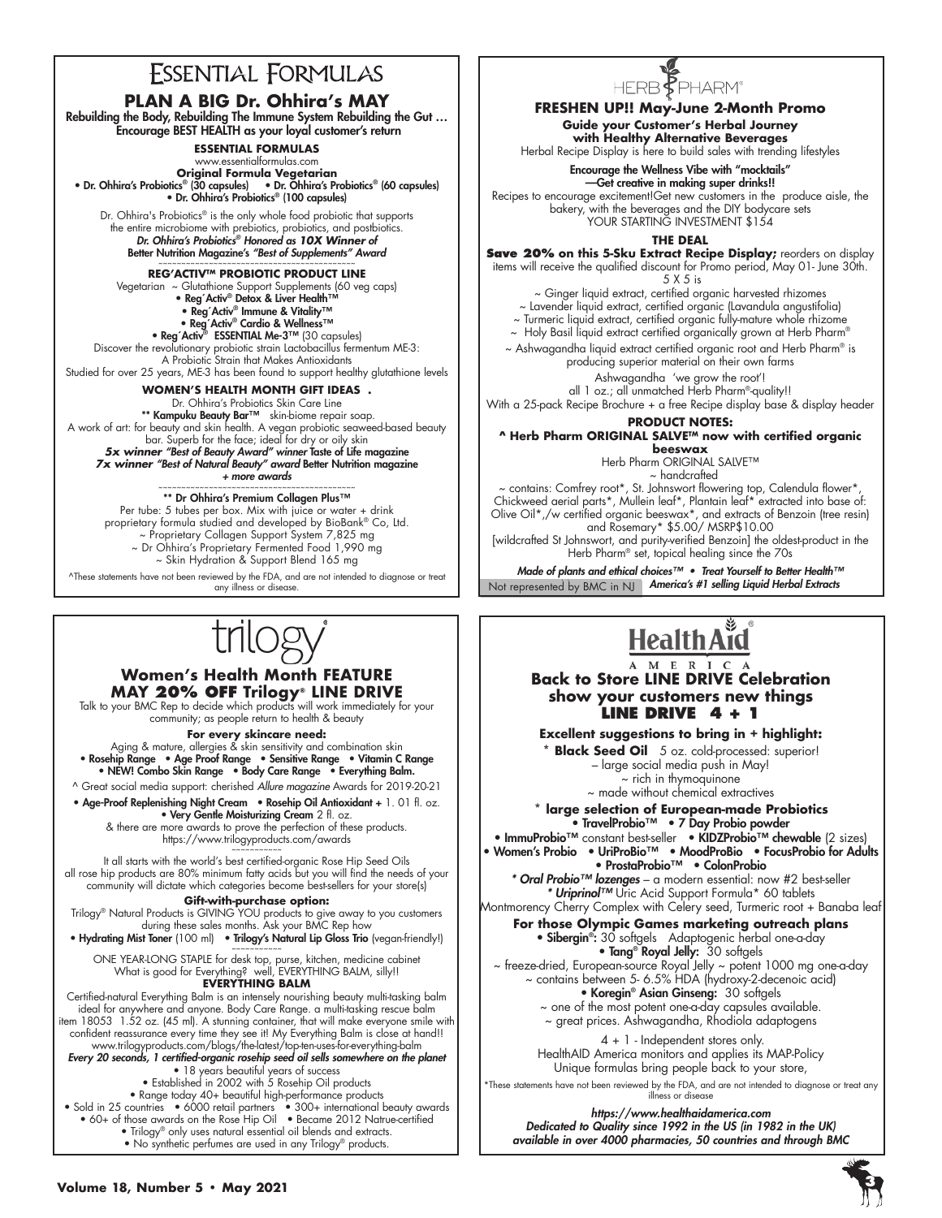# Essential Formulas

## PLAN A BIG Dr. Ohhira's MAY

**Rebuilding the Body, Rebuilding The Immune System Rebuilding the Gut … Encourage BEST HEALTH as your loyal customer's return**

**ESSENTIAL FORMULAS**
www.essentialformulas.com

**Original Formula Vegetarian**
• Dr. Ohhira's Probiotics® (30 capsules) • Dr. Ohhira's Probiotics® (60 capsules)
• Dr. Ohhira's Probiotics® (100 capsules)

Dr. Ohhira's Probiotics® is the only whole food probiotic that supports the entire microbiome with prebiotics, probiotics, and postbiotics.
***Dr. Ohhira's Probiotics® Honored as 10X Winner of* Better Nutrition Magazine's *"Best of Supplements" Award***

**REG´ACTIV™ PROBIOTIC PRODUCT LINE**
Vegetarian ~ Glutathione Support Supplements (60 veg caps)
• Reg´Activ® Detox & Liver Health™
• Reg´Activ® Immune & Vitality™
• Reg´Activ® Cardio & Wellness™
• Reg´Activ® ESSENTIAL Me-3™ (30 capsules)
Discover the revolutionary probiotic strain Lactobacillus fermentum ME-3:
A Probiotic Strain that Makes Antioxidants
Studied for over 25 years, ME-3 has been found to support healthy glutathione levels

**WOMEN'S HEALTH MONTH GIFT IDEAS .**
Dr. Ohhira's Probiotics Skin Care Line
**** Kampuku Beauty Bar™** skin-biome repair soap.
A work of art: for beauty and skin health. A vegan probiotic seaweed-based beauty bar. Superb for the face; ideal for dry or oily skin
***5x winner "Best of Beauty Award" winner* Taste of Life magazine**
***7x winner "Best of Natural Beauty" award* Better Nutrition magazine**
***+ more awards***

**** Dr Ohhira's Premium Collagen Plus™**
Per tube: 5 tubes per box. Mix with juice or water + drink
proprietary formula studied and developed by BioBank® Co, Ltd.
~ Proprietary Collagen Support System 7,825 mg
~ Dr Ohhira's Proprietary Fermented Food 1,990 mg
~ Skin Hydration & Support Blend 165 mg

^These statements have not been reviewed by the FDA, and are not intended to diagnose or treat any illness or disease.

# HERB PHARM®

## FRESHEN UP!! May-June 2-Month Promo

**Guide your Customer's Herbal Journey with Healthy Alternative Beverages**
Herbal Recipe Display is here to build sales with trending lifestyles

**Encourage the Wellness Vibe with "mocktails" —Get creative in making super drinks!!**
Recipes to encourage excitement!Get new customers in the produce aisle, the bakery, with the beverages and the DIY bodycare sets
YOUR STARTING INVESTMENT $154

**THE DEAL**
**Save 20% on this 5-Sku Extract Recipe Display;** reorders on display items will receive the qualified discount for Promo period, May 01- June 30th.
5 X 5 is
~ Ginger liquid extract, certified organic harvested rhizomes
~ Lavender liquid extract, certified organic (Lavandula angustifolia)
~ Turmeric liquid extract, certified organic fully-mature whole rhizome
~ Holy Basil liquid extract certified organically grown at Herb Pharm®
~ Ashwagandha liquid extract certified organic root and Herb Pharm® is producing superior material on their own farms
Ashwagandha 'we grow the root'!
all 1 oz.; all unmatched Herb Pharm®-quality!!
With a 25-pack Recipe Brochure + a free Recipe display base & display header

**PRODUCT NOTES:**
**^ Herb Pharm ORIGINAL SALVE™ now with certified organic beeswax**
Herb Pharm ORIGINAL SALVE™
~ handcrafted
~ contains: Comfrey root*, St. Johnswort flowering top, Calendula flower*, Chickweed aerial parts*, Mullein leaf*, Plantain leaf* extracted into base of: Olive Oil*,/w certified organic beeswax*, and extracts of Benzoin (tree resin) and Rosemary* $5.00/ MSRP$10.00
[wildcrafted St Johnswort, and purity-verified Benzoin] the oldest-product in the Herb Pharm® set, topical healing since the 70s

***Made of plants and ethical choices™ • Treat Yourself to Better Health™***
Not represented by BMC in NJ ***America's #1 selling Liquid Herbal Extracts***

# trilogy®

## Women's Health Month FEATURE MAY 20% OFF Trilogy® LINE DRIVE

Talk to your BMC Rep to decide which products will work immediately for your community; as people return to health & beauty

**For every skincare need:**
Aging & mature, allergies & skin sensitivity and combination skin
**• Rosehip Range • Age Proof Range • Sensitive Range • Vitamin C Range**
**• NEW! Combo Skin Range • Body Care Range • Everything Balm.**

^ Great social media support: cherished *Allure magazine* Awards for 2019-20-21

**• Age-Proof Replenishing Night Cream • Rosehip Oil Antioxidant +** 1. 01 fl. oz.
**• Very Gentle Moisturizing Cream** 2 fl. oz.
& there are more awards to prove the perfection of these products.
https://www.trilogyproducts.com/awards

It all starts with the world's best certified-organic Rose Hip Seed Oils
all rose hip products are 80% minimum fatty acids but you will find the needs of your community will dictate which categories become best-sellers for your store(s)

**Gift-with-purchase option:**
Trilogy® Natural Products is GIVING YOU products to give away to you customers during these sales months. Ask your BMC Rep how
**• Hydrating Mist Toner** (100 ml) **• Trilogy's Natural Lip Gloss Trio** (vegan-friendly!)

ONE YEAR-LONG STAPLE for desk top, purse, kitchen, medicine cabinet
What is good for Everything? well, EVERYTHING BALM, silly!!

**EVERYTHING BALM**
Certified-natural Everything Balm is an intensely nourishing beauty multi-tasking balm ideal for anywhere and anyone. Body Care Range. a multi-tasking rescue balm item 18053 1.52 oz. (45 ml). A stunning container, that will make everyone smile with confident reassurance every time they see it! My Everything Balm is close at hand!!
www.trilogyproducts.com/blogs/the-latest/top-ten-uses-for-everything-balm
***Every 20 seconds, 1 certified-organic rosehip seed oil sells somewhere on the planet***
• 18 years beautiful years of success
• Established in 2002 with 5 Rosehip Oil products
• Range today 40+ beautiful high-performance products
• Sold in 25 countries • 6000 retail partners • 300+ international beauty awards
• 60+ of those awards on the Rose Hip Oil • Became 2012 Natrue-certified
• Trilogy® only uses natural essential oil blends and extracts.
• No synthetic perfumes are used in any Trilogy® products.

# HealthAid® AMERICA

## Back to Store LINE DRIVE Celebration show your customers new things LINE DRIVE 4 + 1

**Excellent suggestions to bring in + highlight:**

\* **Black Seed Oil** 5 oz. cold-processed: superior!
– large social media push in May!
~ rich in thymoquinone
~ made without chemical extractives

\* **large selection of European-made Probiotics**
**• TravelProbio™ • 7 Day Probio powder**
**• ImmuProbio™** constant best-seller **• KIDZProbio™ chewable** (2 sizes)
**• Women's Probio • UriProBio™ • MoodProBio • FocusProbio for Adults**
**• ProstaProbio™ • ColonProbio**
***\* Oral Probio™ lozenges*** – a modern essential: now #2 best-seller
***\* Uriprinol™*** Uric Acid Support Formula* 60 tablets
Montmorency Cherry Complex with Celery seed, Turmeric root + Banaba leaf

**For those Olympic Games marketing outreach plans**
**• Sibergin®:** 30 softgels Adaptogenic herbal one-a-day
**• Tang® Royal Jelly:** 30 softgels
~ freeze-dried, European-source Royal Jelly ~ potent 1000 mg one-a-day
~ contains between 5- 6.5% HDA (hydroxy-2-decenoic acid)
**• Koregin® Asian Ginseng:** 30 softgels
~ one of the most potent one-a-day capsules available.
~ great prices. Ashwagandha, Rhodiola adaptogens

4 + 1 - Independent stores only.
HealthAID America monitors and applies its MAP-Policy
Unique formulas bring people back to your store,

*These statements have not been reviewed by the FDA, and are not intended to diagnose or treat any illness or disease

***https://www.healthaidamerica.com***
***Dedicated to Quality since 1992 in the US (in 1982 in the UK)***
***available in over 4000 pharmacies, 50 countries and through BMC***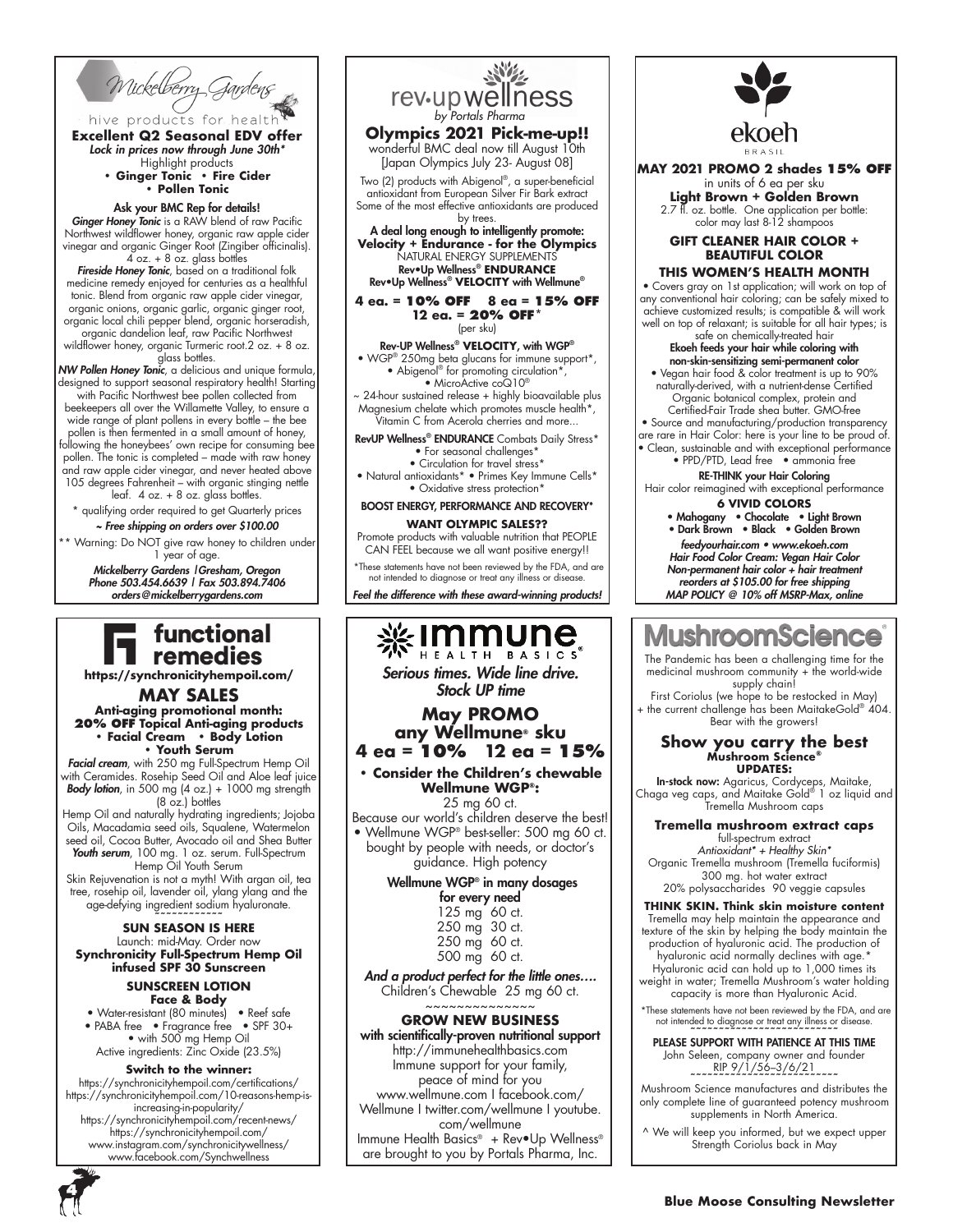## Mickelberry Gardens

hive products for health

**Excellent Q2 Seasonal EDV offer**

*Lock in prices now through June 30th**

Highlight products

- **Ginger Tonic**
- **Fire Cider**
- **Pollen Tonic**

**Ask your BMC Rep for details!**

***Ginger Honey Tonic*** is a RAW blend of raw Pacific Northwest wildflower honey, organic raw apple cider vinegar and organic Ginger Root (Zingiber officinalis). 4 oz. + 8 oz. glass bottles

***Fireside Honey Tonic***, based on a traditional folk medicine remedy enjoyed for centuries as a healthful tonic. Blend from organic raw apple cider vinegar, organic onions, organic garlic, organic ginger root, organic local chili pepper blend, organic horseradish, organic dandelion leaf, raw Pacific Northwest wildflower honey, organic Turmeric root.2 oz. + 8 oz. glass bottles.

***NW Pollen Honey Tonic***, a delicious and unique formula, designed to support seasonal respiratory health! Starting with Pacific Northwest bee pollen collected from beekeepers all over the Willamette Valley, to ensure a wide range of plant pollens in every bottle – the bee pollen is then fermented in a small amount of honey, following the honeybees' own recipe for consuming bee pollen. The tonic is completed – made with raw honey and raw apple cider vinegar, and never heated above 105 degrees Fahrenheit – with organic stinging nettle leaf. 4 oz. + 8 oz. glass bottles.

\* qualifying order required to get Quarterly prices

*~ Free shipping on orders over $100.00*

** Warning: Do NOT give raw honey to children under 1 year of age.

*Mickelberry Gardens |Gresham, Oregon*
*Phone 503.454.6639 | Fax 503.894.7406*
*orders@mickelberrygardens.com*

## rev•up wellness

*by Portals Pharma*

**Olympics 2021 Pick-me-up!!**

wonderful BMC deal now till August 10th [Japan Olympics July 23- August 08]

Two (2) products with Abigenol®, a super-beneficial antioxidant from European Silver Fir Bark extract Some of the most effective antioxidants are produced by trees.

**A deal long enough to intelligently promote: Velocity + Endurance - for the Olympics**

NATURAL ENERGY SUPPLEMENTS
**Rev•Up Wellness® ENDURANCE**
**Rev•Up Wellness® VELOCITY with Wellmune®**

**4 ea. = 10% OFF 8 ea = 15% OFF 12 ea. = 20% OFF*** (per sku)

**Rev-UP Wellness® VELOCITY, with WGP®**

- WGP® 250mg beta glucans for immune support*,
- Abigenol® for promoting circulation*,
- MicroActive coQ10®

~ 24-hour sustained release + highly bioavailable plus Magnesium chelate which promotes muscle health*, Vitamin C from Acerola cherries and more...

**RevUP Wellness® ENDURANCE** Combats Daily Stress*

- For seasonal challenges*
- Circulation for travel stress*
- Natural antioxidants*
- Primes Key Immune Cells*
- Oxidative stress protection*

**BOOST ENERGY, PERFORMANCE AND RECOVERY***

**WANT OLYMPIC SALES??**

Promote products with valuable nutrition that PEOPLE CAN FEEL because we all want positive energy!!

*These statements have not been reviewed by the FDA, and are not intended to diagnose or treat any illness or disease.

*Feel the difference with these award-winning products!*

## ekoeh

BRASIL

**MAY 2021 PROMO 2 shades 15% OFF**

in units of 6 ea per sku

**Light Brown + Golden Brown**

2.7 fl. oz. bottle. One application per bottle: color may last 8-12 shampoos

**GIFT CLEANER HAIR COLOR + BEAUTIFUL COLOR THIS WOMEN'S HEALTH MONTH**

- Covers gray on 1st application; will work on top of any conventional hair coloring; can be safely mixed to achieve customized results; is compatible & will work well on top of relaxant; is suitable for all hair types; is safe on chemically-treated hair

**Ekoeh feeds your hair while coloring with non-skin-sensitizing semi-permanent color**

- Vegan hair food & color treatment is up to 90% naturally-derived, with a nutrient-dense Certified Organic botanical complex, protein and Certified-Fair Trade shea butter. GMO-free
- Source and manufacturing/production transparency are rare in Hair Color: here is your line to be proud of.
- Clean, sustainable and with exceptional performance
- PPD/PTD, Lead free
- ammonia free

**RE-THINK your Hair Coloring**

Hair color reimagined with exceptional performance

**6 VIVID COLORS**

- Mahogany
- Chocolate
- Light Brown
- Dark Brown
- Black
- Golden Brown

*feedyourhair.com • www.ekoeh.com*
*Hair Food Color Cream: Vegan Hair Color Non-permanent hair color + hair treatment reorders at $105.00 for free shipping MAP POLICY @ 10% off MSRP-Max, online*

## functional remedies

**https://synchronicityhempoil.com/**

**MAY SALES**

**Anti-aging promotional month:**
**20% OFF Topical Anti-aging products**

- **Facial Cream**
- **Body Lotion**
- **Youth Serum**

***Facial cream***, with 250 mg Full-Spectrum Hemp Oil with Ceramides. Rosehip Seed Oil and Aloe leaf juice ***Body lotion***, in 500 mg (4 oz.) + 1000 mg strength (8 oz.) bottles

Hemp Oil and naturally hydrating ingredients; Jojoba Oils, Macadamia seed oils, Squalene, Watermelon seed oil, Cocoa Butter, Avocado oil and Shea Butter ***Youth serum***, 100 mg. 1 oz. serum. Full-Spectrum Hemp Oil Youth Serum

Skin Rejuvenation is not a myth! With argan oil, tea tree, rosehip oil, lavender oil, ylang ylang and the age-defying ingredient sodium hyaluronate.

**SUN SEASON IS HERE**

Launch: mid-May. Order now

**Synchronicity Full-Spectrum Hemp Oil infused SPF 30 Sunscreen**

**SUNSCREEN LOTION Face & Body**

- Water-resistant (80 minutes)
- Reef safe
- PABA free
- Fragrance free
- SPF 30+
- with 500 mg Hemp Oil

Active ingredients: Zinc Oxide (23.5%)

**Switch to the winner:**

https://synchronicityhempoil.com/certifications/
https://synchronicityhempoil.com/10-reasons-hemp-is-increasing-in-popularity/
https://synchronicityhempoil.com/recent-news/
https://synchronicityhempoil.com/
www.instagram.com/synchronicitywellness/
www.facebook.com/Synchwellness

## immune HEALTH BASICS®

*Serious times. Wide line drive. Stock UP time*

**May PROMO any Wellmune® sku**

**4 ea = 10% 12 ea = 15%**

- **Consider the Children's chewable Wellmune WGP®:**

25 mg 60 ct.

Because our world's children deserve the best!

- Wellmune WGP® best-seller: 500 mg 60 ct. bought by people with needs, or doctor's guidance. High potency

**Wellmune WGP® in many dosages for every need**

125 mg 60 ct.
250 mg 30 ct.
250 mg 60 ct.
500 mg 60 ct.

*And a product perfect for the little ones….*

Children's Chewable 25 mg 60 ct.

**GROW NEW BUSINESS with scientifically-proven nutritional support**

http://immunehealthbasics.com

Immune support for your family, peace of mind for you

www.wellmune.com I facebook.com/ Wellmune I twitter.com/wellmune I youtube. com/wellmune

Immune Health Basics® + Rev•Up Wellness® are brought to you by Portals Pharma, Inc.

## MushroomScience®

The Pandemic has been a challenging time for the medicinal mushroom community + the world-wide supply chain!

First Coriolus (we hope to be restocked in May) + the current challenge has been MaitakeGold® 404. Bear with the growers!

**Show you carry the best Mushroom Science® UPDATES:**

**In-stock now:** Agaricus, Cordyceps, Maitake, Chaga veg caps, and Maitake Gold® 1 oz liquid and Tremella Mushroom caps

**Tremella mushroom extract caps**

full-spectrum extract

*Antioxidant* + Healthy Skin**

Organic Tremella mushroom (Tremella fuciformis) 300 mg. hot water extract 20% polysaccharides 90 veggie capsules

**THINK SKIN. Think skin moisture content**

Tremella may help maintain the appearance and texture of the skin by helping the body maintain the production of hyaluronic acid. The production of hyaluronic acid normally declines with age.* Hyaluronic acid can hold up to 1,000 times its weight in water; Tremella Mushroom's water holding capacity is more than Hyaluronic Acid.

*These statements have not been reviewed by the FDA, and are not intended to diagnose or treat any illness or disease.

**PLEASE SUPPORT WITH PATIENCE AT THIS TIME**

John Seleen, company owner and founder
RIP 9/1/56–3/6/21

Mushroom Science manufactures and distributes the only complete line of guaranteed potency mushroom supplements in North America.

^ We will keep you informed, but we expect upper Strength Coriolus back in May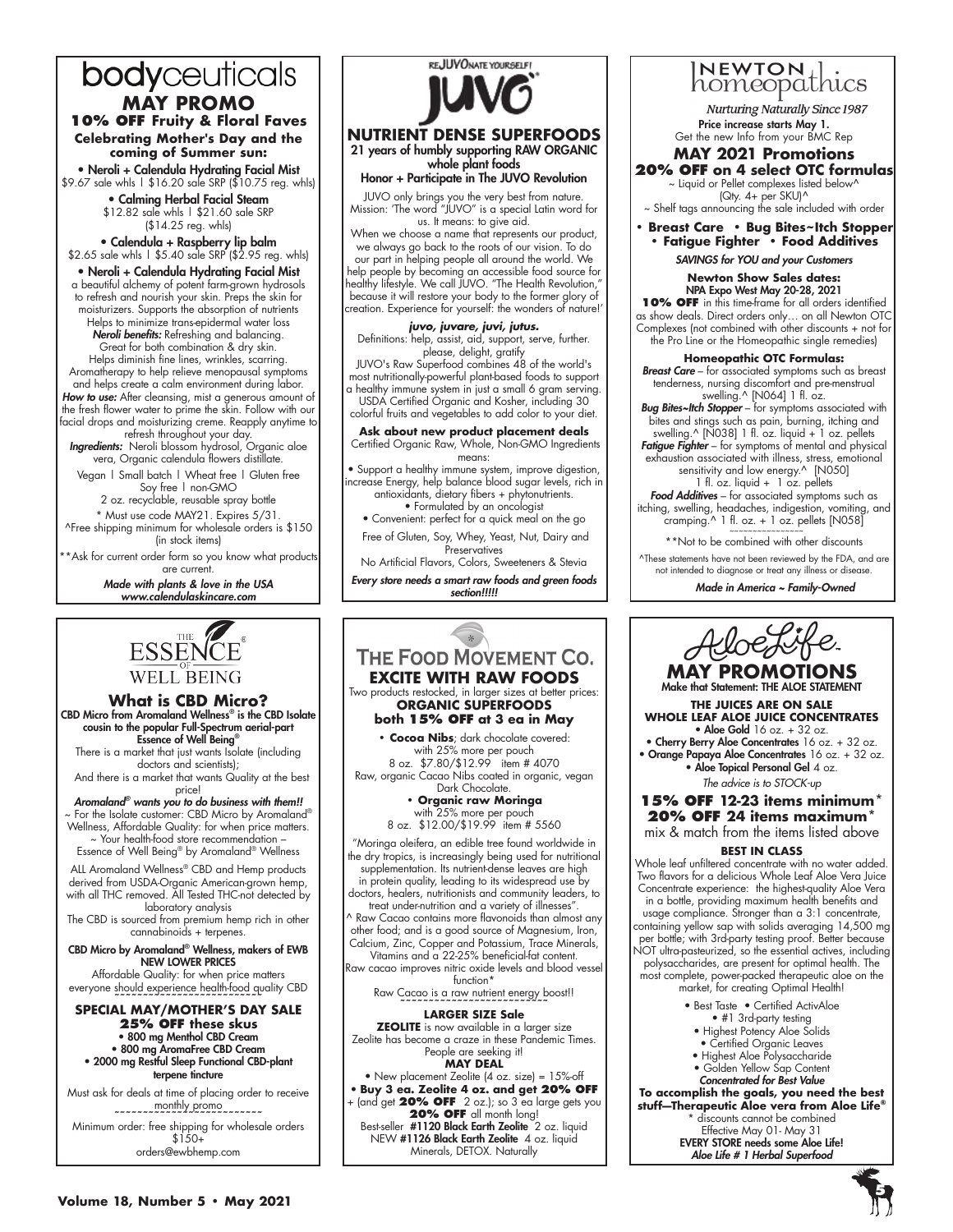# bodyceuticals

## MAY PROMO

**10% OFF Fruity & Floral Faves**

**Celebrating Mother's Day and the coming of Summer sun:**

• **Neroli + Calendula Hydrating Facial Mist**
$9.67 sale whls | $16.20 sale SRP ($10.75 reg. whls)

• **Calming Herbal Facial Steam**
$12.82 sale whls | $21.60 sale SRP
($14.25 reg. whls)

• **Calendula + Raspberry lip balm**
$2.65 sale whls | $5.40 sale SRP ($2.95 reg. whls)

• **Neroli + Calendula Hydrating Facial Mist**
a beautiful alchemy of potent farm-grown hydrosols to refresh and nourish your skin. Preps the skin for moisturizers. Supports the absorption of nutrients Helps to minimize trans-epidermal water loss
***Neroli benefits:*** Refreshing and balancing. Great for both combination & dry skin. Helps diminish fine lines, wrinkles, scarring. Aromatherapy to help relieve menopausal symptoms and helps create a calm environment during labor.
***How to use:*** After cleansing, mist a generous amount of the fresh flower water to prime the skin. Follow with our facial drops and moisturizing creme. Reapply anytime to refresh throughout your day.
***Ingredients:*** Neroli blossom hydrosol, Organic aloe vera, Organic calendula flowers distillate.

Vegan | Small batch | Wheat free | Gluten free
Soy free | non-GMO
2 oz. recyclable, reusable spray bottle

* Must use code MAY21. Expires 5/31.
^Free shipping minimum for wholesale orders is $150 (in stock items)

**Ask for current order form so you know what products are current.

***Made with plants & love in the USA***
***www.calendulaskincare.com***

# REJUVONATE YOURSELF! JUVO

## NUTRIENT DENSE SUPERFOODS

**21 years of humbly supporting RAW ORGANIC whole plant foods**
**Honor + Participate in The JUVO Revolution**

JUVO only brings you the very best from nature. Mission: 'The word "JUVO" is a special Latin word for us. It means: to give aid.
When we choose a name that represents our product, we always go back to the roots of our vision. To do our part in helping people all around the world. We help people by becoming an accessible food source for healthy lifestyle. We call JUVO. "The Health Revolution," because it will restore your body to the former glory of creation. Experience for yourself: the wonders of nature!'

***juvo, juvare, juvi, jutus.***
Definitions: help, assist, aid, support, serve, further. please, delight, gratify

JUVO's Raw Superfood combines 48 of the world's most nutritionally-powerful plant-based foods to support a healthy immune system in just a small 6 gram serving. USDA Certified Organic and Kosher, including 30 colorful fruits and vegetables to add color to your diet.

**Ask about new product placement deals**
Certified Organic Raw, Whole, Non-GMO Ingredients means:

• Support a healthy immune system, improve digestion, increase Energy, help balance blood sugar levels, rich in antioxidants, dietary fibers + phytonutrients.
• Formulated by an oncologist
• Convenient: perfect for a quick meal on the go

Free of Gluten, Soy, Whey, Yeast, Nut, Dairy and Preservatives
No Artificial Flavors, Colors, Sweeteners & Stevia

***Every store needs a smart raw foods and green foods section!!!!!***

# NEWTON homeopathics

*Nurturing Naturally Since 1987*

**Price increase starts May 1.**
Get the new Info from your BMC Rep

## MAY 2021 Promotions

**20% OFF on 4 select OTC formulas**
~ Liquid or Pellet complexes listed below^
(Qty. 4+ per SKU)^
~ Shelf tags announcing the sale included with order

• **Breast Care** • **Bug Bites~Itch Stopper**
• **Fatigue Fighter** • **Food Additives**

***SAVINGS for YOU and your Customers***

**Newton Show Sales dates:**
**NPA Expo West May 20-28, 2021**
**10% OFF** in this time-frame for all orders identified as show deals. Direct orders only… on all Newton OTC Complexes (not combined with other discounts + not for the Pro Line or the Homeopathic single remedies)

**Homeopathic OTC Formulas:**
***Breast Care*** – for associated symptoms such as breast tenderness, nursing discomfort and pre-menstrual swelling.^ [N064] 1 fl. oz.
***Bug Bites~Itch Stopper*** – for symptoms associated with bites and stings such as pain, burning, itching and swelling.^ [N038] 1 fl. oz. liquid + 1 oz. pellets
***Fatigue Fighter*** – for symptoms of mental and physical exhaustion associated with illness, stress, emotional sensitivity and low energy.^ [N050] 1 fl. oz. liquid + 1 oz. pellets
***Food Additives*** – for associated symptoms such as itching, swelling, headaches, indigestion, vomiting, and cramping.^ 1 fl. oz. + 1 oz. pellets [N058]

**Not to be combined with other discounts

^These statements have not been reviewed by the FDA, and are not intended to diagnose or treat any illness or disease.

***Made in America ~ Family-Owned***

# THE ESSENCE OF WELL BEING

## What is CBD Micro?

**CBD Micro from Aromaland Wellness® is the CBD Isolate cousin to the popular Full-Spectrum aerial-part Essence of Well Being®**

There is a market that just wants Isolate (including doctors and scientists);
And there is a market that wants Quality at the best price!

***Aromaland® wants you to do business with them!!***
~ For the Isolate customer: CBD Micro by Aromaland® Wellness, Affordable Quality: for when price matters.
~ Your health-food store recommendation – Essence of Well Being® by Aromaland® Wellness

ALL Aromaland Wellness® CBD and Hemp products derived from USDA-Organic American-grown hemp, with all THC removed. All Tested THC-not detected by laboratory analysis
The CBD is sourced from premium hemp rich in other cannabinoids + terpenes.

**CBD Micro by Aromaland® Wellness, makers of EWB**
**NEW LOWER PRICES**
Affordable Quality: for when price matters
everyone should experience health-food quality CBD

**SPECIAL MAY/MOTHER'S DAY SALE**
**25% OFF these skus**
• **800 mg Menthol CBD Cream**
• **800 mg AromaFree CBD Cream**
• **2000 mg Restful Sleep Functional CBD-plant terpene tincture**

Must ask for deals at time of placing order to receive monthly promo

Minimum order: free shipping for wholesale orders $150+
orders@ewbhemp.com

# THE FOOD MOVEMENT CO.

## EXCITE WITH RAW FOODS

Two products restocked, in larger sizes at better prices:
**ORGANIC SUPERFOODS**
**both 15% OFF at 3 ea in May**

• **Cocoa Nibs**; dark chocolate covered: with 25% more per pouch
8 oz. $7.80/$12.99 item # 4070
Raw, organic Cacao Nibs coated in organic, vegan Dark Chocolate.

• **Organic raw Moringa**
with 25% more per pouch
8 oz. $12.00/$19.99 item # 5560

"Moringa oleifera, an edible tree found worldwide in the dry tropics, is increasingly being used for nutritional supplementation. Its nutrient-dense leaves are high in protein quality, leading to its widespread use by doctors, healers, nutritionists and community leaders, to treat under-nutrition and a variety of illnesses".
^ Raw Cacao contains more flavonoids than almost any other food; and is a good source of Magnesium, Iron, Calcium, Zinc, Copper and Potassium, Trace Minerals, Vitamins and a 22-25% beneficial-fat content.
Raw cacao improves nitric oxide levels and blood vessel function*
Raw Cacao is a raw nutrient energy boost!!

**LARGER SIZE Sale**
**ZEOLITE** is now available in a larger size
Zeolite has become a craze in these Pandemic Times. People are seeking it!

**MAY DEAL**
• New placement Zeolite (4 oz. size) = 15%-off
• **Buy 3 ea. Zeolite 4 oz. and get 20% OFF** + (and get **20% OFF** 2 oz.); so 3 ea large gets you **20% OFF** all month long!
Best-seller **#1120 Black Earth Zeolite** 2 oz. liquid
NEW **#1126 Black Earth Zeolite** 4 oz. liquid
Minerals, DETOX. Naturally

# AloeLife

## MAY PROMOTIONS

**Make that Statement: THE ALOE STATEMENT**

**THE JUICES ARE ON SALE**
**WHOLE LEAF ALOE JUICE CONCENTRATES**
• **Aloe Gold** 16 oz. + 32 oz.
• **Cherry Berry Aloe Concentrates** 16 oz. + 32 oz.
• **Orange Papaya Aloe Concentrates** 16 oz. + 32 oz.
• **Aloe Topical Personal Gel** 4 oz.

*The advice is to STOCK-up*

**15% OFF 12-23 items minimum***
**20% OFF 24 items maximum***
mix & match from the items listed above

**BEST IN CLASS**
Whole leaf unfiltered concentrate with no water added. Two flavors for a delicious Whole Leaf Aloe Vera Juice Concentrate experience: the highest-quality Aloe Vera in a bottle, providing maximum health benefits and usage compliance. Stronger than a 3:1 concentrate, containing yellow sap with solids averaging 14,500 mg per bottle; with 3rd-party testing proof. Better because NOT ultra-pasteurized, so the essential actives, including polysaccharides, are present for optimal health. The most complete, power-packed therapeutic aloe on the market, for creating Optimal Health!

• Best Taste • Certified ActivAloe
• #1 3rd-party testing
• Highest Potency Aloe Solids
• Certified Organic Leaves
• Highest Aloe Polysaccharide
• Golden Yellow Sap Content

***Concentrated for Best Value***

**To accomplish the goals, you need the best stuff—Therapeutic Aloe vera from Aloe Life®**
* discounts cannot be combined
Effective May 01- May 31
**EVERY STORE needs some Aloe Life!**
***Aloe Life # 1 Herbal Superfood***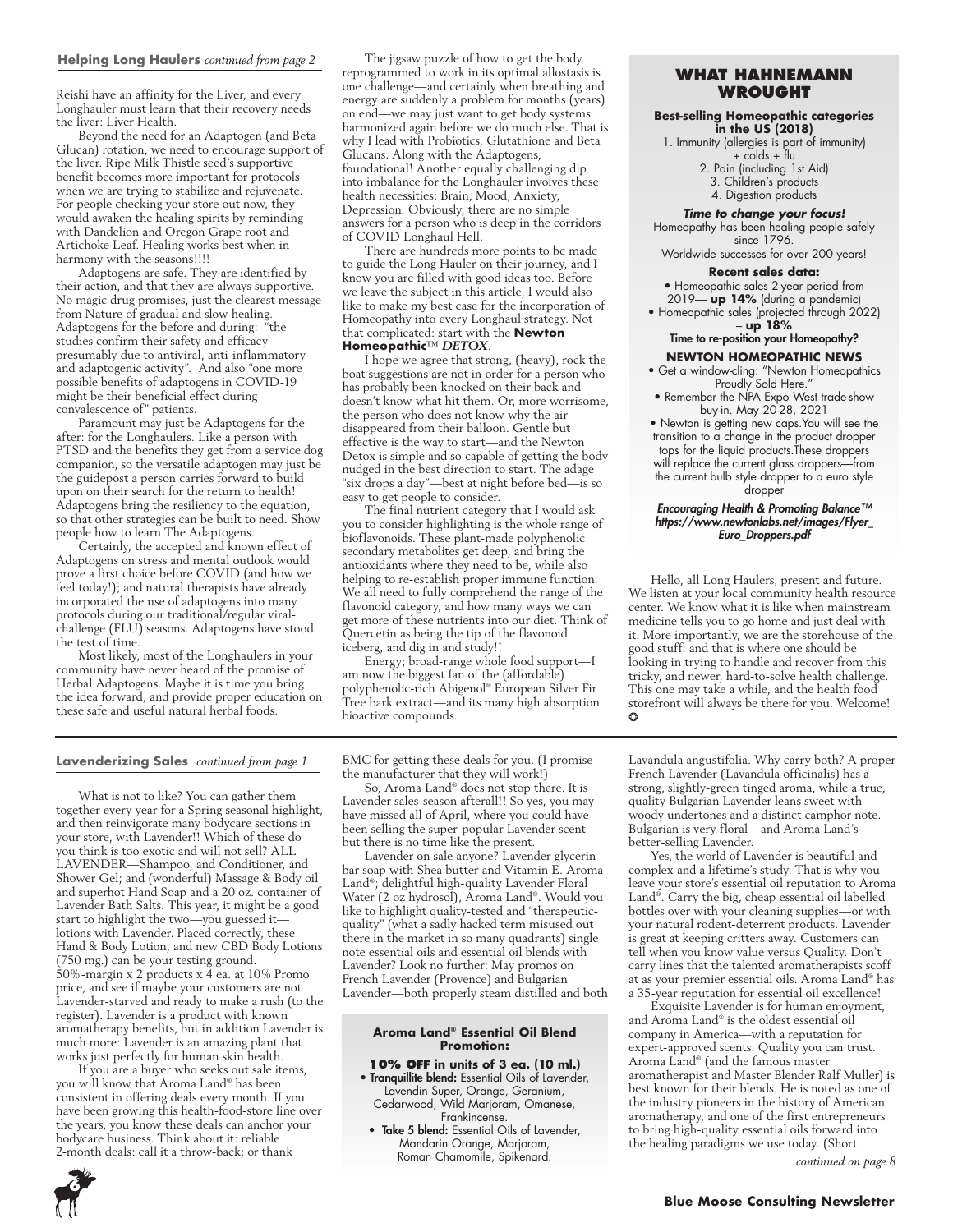**Helping Long Haulers** *continued from page 2*

Reishi have an affinity for the Liver, and every Longhauler must learn that their recovery needs the liver: Liver Health.

Beyond the need for an Adaptogen (and Beta Glucan) rotation, we need to encourage support of the liver. Ripe Milk Thistle seed's supportive benefit becomes more important for protocols when we are trying to stabilize and rejuvenate. For people checking your store out now, they would awaken the healing spirits by reminding with Dandelion and Oregon Grape root and Artichoke Leaf. Healing works best when in harmony with the seasons!!!!

Adaptogens are safe. They are identified by their action, and that they are always supportive. No magic drug promises, just the clearest message from Nature of gradual and slow healing. Adaptogens for the before and during: "the studies confirm their safety and efficacy presumably due to antiviral, anti-inflammatory and adaptogenic activity". And also "one more possible benefits of adaptogens in COVID-19 might be their beneficial effect during convalescence of" patients.

Paramount may just be Adaptogens for the after: for the Longhaulers. Like a person with PTSD and the benefits they get from a service dog companion, so the versatile adaptogen may just be the guidepost a person carries forward to build upon on their search for the return to health! Adaptogens bring the resiliency to the equation, so that other strategies can be built to need. Show people how to learn The Adaptogens.

Certainly, the accepted and known effect of Adaptogens on stress and mental outlook would prove a first choice before COVID (and how we feel today!); and natural therapists have already incorporated the use of adaptogens into many protocols during our traditional/regular viral-challenge (FLU) seasons. Adaptogens have stood the test of time.

Most likely, most of the Longhaulers in your community have never heard of the promise of Herbal Adaptogens. Maybe it is time you bring the idea forward, and provide proper education on these safe and useful natural herbal foods.

The jigsaw puzzle of how to get the body reprogrammed to work in its optimal allostasis is one challenge—and certainly when breathing and energy are suddenly a problem for months (years) on end—we may just want to get body systems harmonized again before we do much else. That is why I lead with Probiotics, Glutathione and Beta Glucans. Along with the Adaptogens, foundational! Another equally challenging dip into imbalance for the Longhauler involves these health necessities: Brain, Mood, Anxiety, Depression. Obviously, there are no simple answers for a person who is deep in the corridors of COVID Longhaul Hell.

There are hundreds more points to be made to guide the Long Hauler on their journey, and I know you are filled with good ideas too. Before we leave the subject in this article, I would also like to make my best case for the incorporation of Homeopathy into every Longhaul strategy. Not that complicated: start with the **Newton Homeopathic**™ ***DETOX***.

I hope we agree that strong, (heavy), rock the boat suggestions are not in order for a person who has probably been knocked on their back and doesn't know what hit them. Or, more worrisome, the person who does not know why the air disappeared from their balloon. Gentle but effective is the way to start—and the Newton Detox is simple and so capable of getting the body nudged in the best direction to start. The adage "six drops a day"—best at night before bed—is so easy to get people to consider.

The final nutrient category that I would ask you to consider highlighting is the whole range of bioflavonoids. These plant-made polyphenolic secondary metabolites get deep, and bring the antioxidants where they need to be, while also helping to re-establish proper immune function. We all need to fully comprehend the range of the flavonoid category, and how many ways we can get more of these nutrients into our diet. Think of Quercetin as being the tip of the flavonoid iceberg, and dig in and study!!

Energy; broad-range whole food support—I am now the biggest fan of the (affordable) polyphenolic-rich Abigenol® European Silver Fir Tree bark extract—and its many high absorption bioactive compounds.

## WHAT HAHNEMANN WROUGHT

**Best-selling Homeopathic categories in the US (2018)**

1. Immunity (allergies is part of immunity) + colds + flu
2. Pain (including 1st Aid)
3. Children's products
4. Digestion products

***Time to change your focus!***

Homeopathy has been healing people safely since 1796.

Worldwide successes for over 200 years!

**Recent sales data:**

- Homeopathic sales 2-year period from 2019— **up 14%** (during a pandemic)
- Homeopathic sales (projected through 2022) – **up 18%**

**Time to re-position your Homeopathy?**

**NEWTON HOMEOPATHIC NEWS**

- Get a window-cling: "Newton Homeopathics Proudly Sold Here."
- Remember the NPA Expo West trade-show buy-in. May 20-28, 2021
- Newton is getting new caps.You will see the transition to a change in the product dropper tops for the liquid products.These droppers will replace the current glass droppers—from the current bulb style dropper to a euro style dropper

***Encouraging Health & Promoting Balance™***
***https://www.newtonlabs.net/images/Flyer_Euro_Droppers.pdf***

Hello, all Long Haulers, present and future. We listen at your local community health resource center. We know what it is like when mainstream medicine tells you to go home and just deal with it. More importantly, we are the storehouse of the good stuff: and that is where one should be looking in trying to handle and recover from this tricky, and newer, hard-to-solve health challenge. This one may take a while, and the health food storefront will always be there for you. Welcome! ❂

---

**Lavenderizing Sales** *continued from page 1*

What is not to like? You can gather them together every year for a Spring seasonal highlight, and then reinvigorate many bodycare sections in your store, with Lavender!! Which of these do you think is too exotic and will not sell? ALL LAVENDER—Shampoo, and Conditioner, and Shower Gel; and (wonderful) Massage & Body oil and superhot Hand Soap and a 20 oz. container of Lavender Bath Salts. This year, it might be a good start to highlight the two—you guessed it—lotions with Lavender. Placed correctly, these Hand & Body Lotion, and new CBD Body Lotions (750 mg.) can be your testing ground. 50%-margin x 2 products x 4 ea. at 10% Promo price, and see if maybe your customers are not Lavender-starved and ready to make a rush (to the register). Lavender is a product with known aromatherapy benefits, but in addition Lavender is much more: Lavender is an amazing plant that works just perfectly for human skin health.

If you are a buyer who seeks out sale items, you will know that Aroma Land® has been consistent in offering deals every month. If you have been growing this health-food-store line over the years, you know these deals can anchor your bodycare business. Think about it: reliable 2-month deals: call it a throw-back; or thank BMC for getting these deals for you. (I promise the manufacturer that they will work!)

So, Aroma Land® does not stop there. It is Lavender sales-season afterall!! So yes, you may have missed all of April, where you could have been selling the super-popular Lavender scent—but there is no time like the present.

Lavender on sale anyone? Lavender glycerin bar soap with Shea butter and Vitamin E. Aroma Land®; delightful high-quality Lavender Floral Water (2 oz hydrosol), Aroma Land®. Would you like to highlight quality-tested and "therapeutic-quality" (what a sadly hacked term misused out there in the market in so many quadrants) single note essential oils and essential oil blends with Lavender? Look no further: May promos on French Lavender (Provence) and Bulgarian Lavender—both properly steam distilled and both Lavandula angustifolia. Why carry both? A proper French Lavender (Lavandula officinalis) has a strong, slightly-green tinged aroma, while a true, quality Bulgarian Lavender leans sweet with woody undertones and a distinct camphor note. Bulgarian is very floral—and Aroma Land's better-selling Lavender.

**Aroma Land® Essential Oil Blend Promotion:**

**10% OFF in units of 3 ea. (10 ml.)**

- **Tranquillite blend:** Essential Oils of Lavender, Lavendin Super, Orange, Geranium, Cedarwood, Wild Marjoram, Omanese, Frankincense.
- **Take 5 blend:** Essential Oils of Lavender, Mandarin Orange, Marjoram, Roman Chamomile, Spikenard.

Yes, the world of Lavender is beautiful and complex and a lifetime's study. That is why you leave your store's essential oil reputation to Aroma Land®. Carry the big, cheap essential oil labelled bottles over with your cleaning supplies—or with your natural rodent-deterrent products. Lavender is great at keeping critters away. Customers can tell when you know value versus Quality. Don't carry lines that the talented aromatherapists scoff at as your premier essential oils. Aroma Land® has a 35-year reputation for essential oil excellence!

Exquisite Lavender is for human enjoyment, and Aroma Land® is the oldest essential oil company in America—with a reputation for expert-approved scents. Quality you can trust. Aroma Land® (and the famous master aromatherapist and Master Blender Ralf Muller) is best known for their blends. He is noted as one of the industry pioneers in the history of American aromatherapy, and one of the first entrepreneurs to bring high-quality essential oils forward into the healing paradigms we use today. (Short

*continued on page 8*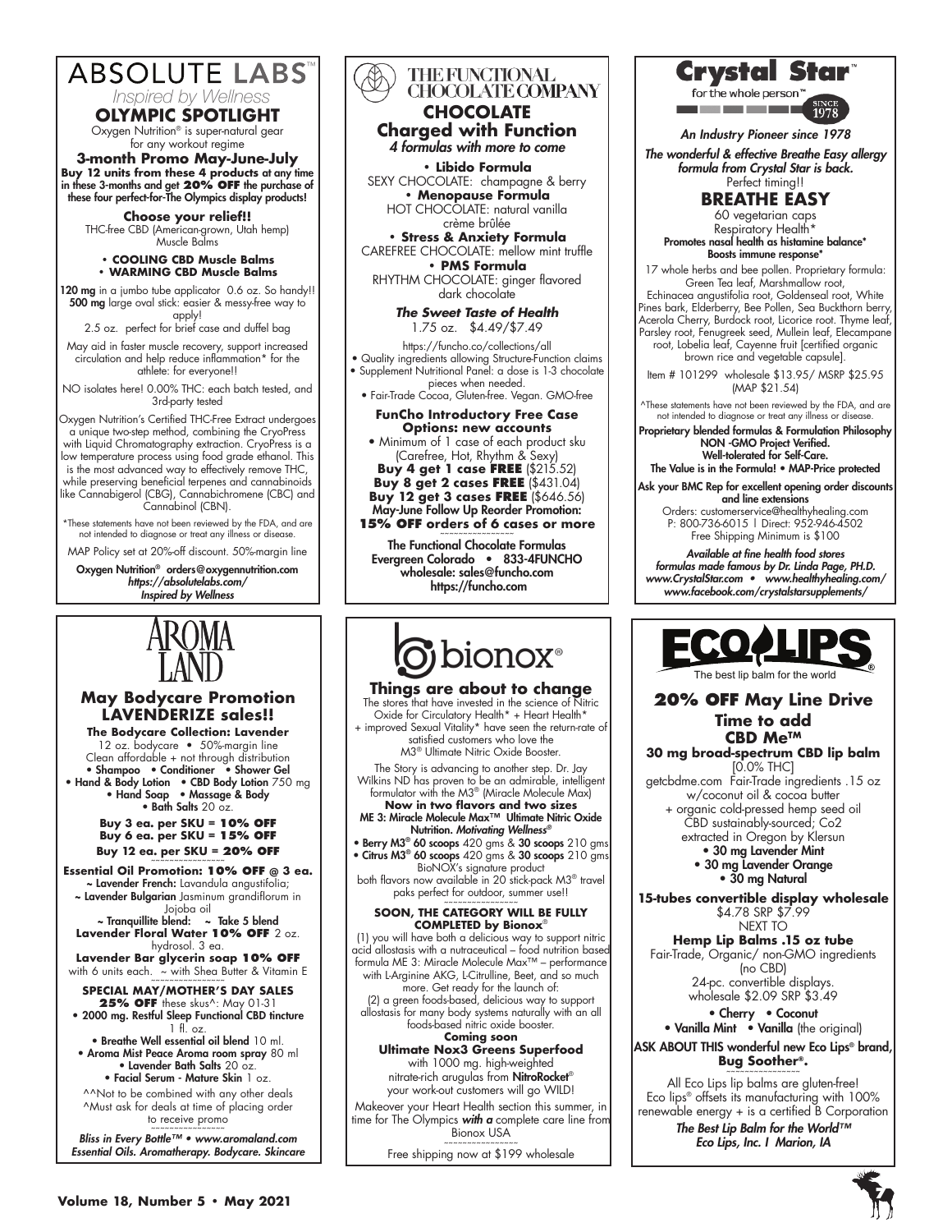# ABSOLUTE LABS™

*Inspired by Wellness*

## OLYMPIC SPOTLIGHT

Oxygen Nutrition® is super-natural gear for any workout regime

**3-month Promo May-June-July**

**Buy 12 units from these 4 products at any time in these 3-months and get 20% OFF the purchase of these four perfect-for-The Olympics display products!**

**Choose your relief!!**

THC-free CBD (American-grown, Utah hemp) Muscle Balms

- **COOLING CBD Muscle Balms**
- **WARMING CBD Muscle Balms**

**120 mg** in a jumbo tube applicator 0.6 oz. So handy!! **500 mg** large oval stick: easier & messy-free way to apply!

2.5 oz. perfect for brief case and duffel bag

May aid in faster muscle recovery, support increased circulation and help reduce inflammation* for the athlete: for everyone!!

NO isolates here! 0.00% THC: each batch tested, and 3rd-party tested

Oxygen Nutrition's Certified THC-Free Extract undergoes a unique two-step method, combining the CryoPress with Liquid Chromatography extraction. CryoPress is a low temperature process using food grade ethanol. This is the most advanced way to effectively remove THC, while preserving beneficial terpenes and cannabinoids like Cannabigerol (CBG), Cannabichromene (CBC) and Cannabinol (CBN).

*These statements have not been reviewed by the FDA, and are not intended to diagnose or treat any illness or disease.

MAP Policy set at 20%-off discount. 50%-margin line

**Oxygen Nutrition® orders@oxygennutrition.com**
***https://absolutelabs.com/***
***Inspired by Wellness***

---

# THE FUNCTIONAL CHOCOLATE COMPANY

## CHOCOLATE Charged with Function

*4 formulas with more to come*

- **Libido Formula**
  SEXY CHOCOLATE: champagne & berry
- **Menopause Formula**
  HOT CHOCOLATE: natural vanilla crème brûlée
- **Stress & Anxiety Formula**
  CAREFREE CHOCOLATE: mellow mint truffle
- **PMS Formula**
  RHYTHM CHOCOLATE: ginger flavored dark chocolate

***The Sweet Taste of Health***

1.75 oz. $4.49/$7.49

https://funcho.co/collections/all

- Quality ingredients allowing Structure-Function claims
- Supplement Nutritional Panel: a dose is 1-3 chocolate pieces when needed.
- Fair-Trade Cocoa, Gluten-free. Vegan. GMO-free

**FunCho Introductory Free Case Options: new accounts**

- Minimum of 1 case of each product sku (Carefree, Hot, Rhythm & Sexy)

**Buy 4 get 1 case FREE** ($215.52)
**Buy 8 get 2 cases FREE** ($431.04)
**Buy 12 get 3 cases FREE** ($646.56)
**May-June Follow Up Reorder Promotion:**
**15% OFF orders of 6 cases or more**

**The Functional Chocolate Formulas**
**Evergreen Colorado • 833-4FUNCHO**
**wholesale: sales@funcho.com**
**https://funcho.com**

---

# Crystal Star™

for the whole person™ — SINCE 1978

*An Industry Pioneer since 1978*

***The wonderful & effective Breathe Easy allergy formula from Crystal Star is back.***

Perfect timing!!

## BREATHE EASY

60 vegetarian caps
Respiratory Health*
**Promotes nasal health as histamine balance***
**Boosts immune response***

17 whole herbs and bee pollen. Proprietary formula: Green Tea leaf, Marshmallow root, Echinacea angustifolia root, Goldenseal root, White Pines bark, Elderberry, Bee Pollen, Sea Buckthorn berry, Acerola Cherry, Burdock root, Licorice root. Thyme leaf, Parsley root, Fenugreek seed, Mullein leaf, Elecampane root, Lobelia leaf, Cayenne fruit [certified organic brown rice and vegetable capsule].

Item # 101299 wholesale $13.95/ MSRP $25.95 (MAP $21.54)

^These statements have not been reviewed by the FDA, and are not intended to diagnose or treat any illness or disease.

**Proprietary blended formulas & Formulation Philosophy**
**NON -GMO Project Verified.**
**Well-tolerated for Self-Care.**
**The Value is in the Formula! • MAP-Price protected**

**Ask your BMC Rep for excellent opening order discounts and line extensions**

Orders: customerservice@healthyhealing.com
P: 800-736-6015 | Direct: 952-946-4502
Free Shipping Minimum is $100

***Available at fine health food stores***
***formulas made famous by Dr. Linda Page, PH.D.***
***www.CrystalStar.com • www.healthyhealing.com/***
***www.facebook.com/crystalstarsupplements/***

---

# AROMA LAND

## May Bodycare Promotion LAVENDERIZE sales!!

**The Bodycare Collection: Lavender**

12 oz. bodycare • 50%-margin line
Clean affordable + not through distribution

- Shampoo • Conditioner • Shower Gel
- Hand & Body Lotion • CBD Body Lotion 750 mg
- Hand Soap • Massage & Body
- Bath Salts 20 oz.

**Buy 3 ea. per SKU = 10% OFF**
**Buy 6 ea. per SKU = 15% OFF**
**Buy 12 ea. per SKU = 20% OFF**

**Essential Oil Promotion: 10% OFF @ 3 ea.**

~ **Lavender French:** Lavandula angustifolia;
~ **Lavender Bulgarian** Jasminum grandiflorum in Jojoba oil
~ **Tranquillite blend:** ~ **Take 5 blend**

**Lavender Floral Water 10% OFF** 2 oz. hydrosol. 3 ea.

**Lavender Bar glycerin soap 10% OFF** with 6 units each. ~ with Shea Butter & Vitamin E

**SPECIAL MAY/MOTHER'S DAY SALES**
**25% OFF** these skus^: May 01-31

- **2000 mg. Restful Sleep Functional CBD tincture** 1 fl. oz.
- **Breathe Well essential oil blend** 10 ml.
- **Aroma Mist Peace Aroma room spray** 80 ml
- **Lavender Bath Salts** 20 oz.
- **Facial Serum - Mature Skin** 1 oz.

^^Not to be combined with any other deals
^Must ask for deals at time of placing order to receive promo

***Bliss in Every Bottle™ • www.aromaland.com***
***Essential Oils. Aromatherapy. Bodycare. Skincare***

---

# bionox®

## Things are about to change

The stores that have invested in the science of Nitric Oxide for Circulatory Health* + Heart Health* + improved Sexual Vitality* have seen the return-rate of satisfied customers who love the M3® Ultimate Nitric Oxide Booster.

The Story is advancing to another step. Dr. Jay Wilkins ND has proven to be an admirable, intelligent formulator with the M3® (Miracle Molecule Max)

**Now in two flavors and two sizes**
**ME 3: Miracle Molecule Max™ Ultimate Nitric Oxide Nutrition.** ***Motivating Wellness®***

- **Berry M3® 60 scoops** 420 gms & **30 scoops** 210 gms
- **Citrus M3® 60 scoops** 420 gms & **30 scoops** 210 gms

BioNOX's signature product both flavors now available in 20 stick-pack M3® travel paks perfect for outdoor, summer use!!

**SOON, THE CATEGORY WILL BE FULLY COMPLETED by Bionox®**

(1) you will have both a delicious way to support nitric acid allostasis with a nutraceutical – food nutrition based formula ME 3: Miracle Molecule Max™ – performance with L-Arginine AKG, L-Citrulline, Beet, and so much more. Get ready for the launch of:
(2) a green foods-based, delicious way to support allostasis for many body systems naturally with an all foods-based nitric oxide booster.

**Coming soon**
**Ultimate Nox3 Greens Superfood**
with 1000 mg. high-weighted nitrate-rich arugulas from **NitroRocket®** your work-out customers will go WILD!

Makeover your Heart Health section this summer, in time for The Olympics ***with a*** complete care line from Bionox USA

Free shipping now at $199 wholesale

---

# ECO LIPS®

The best lip balm for the world

## 20% OFF May Line Drive

**Time to add CBD Me™**

**30 mg broad-spectrum CBD lip balm**

[0.0% THC]
getcbdme.com Fair-Trade ingredients .15 oz w/coconut oil & cocoa butter + organic cold-pressed hemp seed oil CBD sustainably-sourced; Co2 extracted in Oregon by Klersun

- **30 mg Lavender Mint**
- **30 mg Lavender Orange**
- **30 mg Natural**

**15-tubes convertible display wholesale**
$4.78 SRP $7.99
NEXT TO
**Hemp Lip Balms .15 oz tube**
Fair-Trade, Organic/ non-GMO ingredients (no CBD)
24-pc. convertible displays.
wholesale $2.09 SRP $3.49

- **Cherry** • **Coconut**
- **Vanilla Mint** • **Vanilla** (the original)

**ASK ABOUT THIS wonderful new Eco Lips® brand, Bug Soother®.**

All Eco Lips lip balms are gluten-free!
Eco lips® offsets its manufacturing with 100% renewable energy + is a certified B Corporation

***The Best Lip Balm for the World™***
***Eco Lips, Inc. | Marion, IA***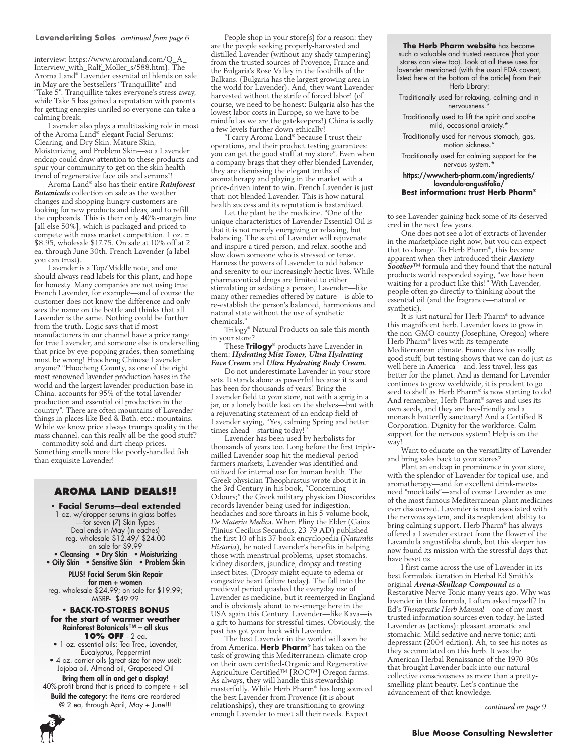**Lavenderizing Sales** *continued from page 6*

interview: https://www.aromaland.com/Q_A_Interview_with_Ralf_Moller_s/588.htm). The Aroma Land® Lavender essential oil blends on sale in May are the bestsellers "Tranquillite" and "Take 5". Tranquillite takes everyone's stress away, while Take 5 has gained a reputation with parents for getting energies unriled so everyone can take a calming break.

Lavender also plays a multitasking role in most of the Aroma Land® elegant Facial Serums: Clearing, and Dry Skin, Mature Skin, Moisturizing, and Problem Skin—so a Lavender endcap could draw attention to these products and spur your community to get on the skin health trend of regenerative face oils and serums!!

Aroma Land® also has their entire ***Rainforest Botanicals*** collection on sale as the weather changes and shopping-hungry customers are looking for new products and ideas, and to refill the cupboards. This is their only 40%-margin line [all else 50%], which is packaged and priced to compete with mass market competition. 1 oz. = $8.95, wholesale $17.75. On sale at 10% off at 2 ea. through June 30th. French Lavender (a label you can trust).

Lavender is a Top/Middle note, and one should always read labels for this plant, and hope for honesty. Many companies are not using true French Lavender, for example—and of course the customer does not know the difference and only sees the name on the bottle and thinks that all Lavender is the same. Nothing could be further from the truth. Logic says that if most manufacturers in our channel have a price range for true Lavender, and someone else is underselling that price by eye-popping grades, then something must be wrong! Huocheng Chinese Lavender anyone? "Huocheng County, as one of the eight most renowned lavender production bases in the world and the largest lavender production base in China, accounts for 95% of the total lavender production and essential oil production in the country". There are often mountains of Lavender-things in places like Bed & Bath, etc.: mountains. While we know price always trumps quality in the mass channel, can this really all be the good stuff?—commodity sold and dirt-cheap prices. Something smells more like poorly-handled fish than exquisite Lavender!

## AROMA LAND DEALS!!

**• Facial Serums—deal extended**
1 oz. w/dropper serums in glass bottles —for seven (7) Skin Types
Deal ends in May (in eaches)
reg. wholesale $12.49/ $24.00
on sale for $9.99
• Cleansing • Dry Skin • Moisturizing
• Oily Skin • Sensitive Skin • Problem Skin

**PLUS! Facial Serum Skin Repair for men + women**
reg. wholesale $24.99; on sale for $19.99; MSRP- $49.99

**• BACK-TO-STORES BONUS for the start of warmer weather**
**Rainforest Botanicals™ – all skus**
**10% OFF** - 2 ea.
• 1 oz. essential oils: Tea Tree, Lavender, Eucalyptus, Peppermint
• 4 oz. carrier oils (great size for new use): Jojoba oil. Almond oil, Grapeseed Oil

**Bring them all in and get a display!**
40%-profit brand that is priced to compete + sell
**Build the category:** the items are reordered @ 2 ea, through April, May + June!!!

People shop in your store(s) for a reason: they are the people seeking properly-harvested and distilled Lavender (without any shady tampering) from the trusted sources of Provence, France and the Bulgaria's Rose Valley in the foothills of the Balkans. (Bulgaria has the largest growing area in the world for Lavender). And, they want Lavender harvested without the strife of forced labor! (of course, we need to be honest: Bulgaria also has the lowest labor costs in Europe, so we have to be mindful as we are the gatekeepers!) China is sadly a few levels further down ethically!

"I carry Aroma Land® because I trust their operations, and their product testing guarantees: you can get the good stuff at my store". Even when a company brags that they offer blended Lavender, they are dismissing the elegant truths of aromatherapy and playing in the market with a price-driven intent to win. French Lavender is just that: not blended Lavender. This is how natural health success and its reputation is bastardized.

Let the plant be the medicine. "One of the unique characteristics of Lavender Essential Oil is that it is not merely energizing or relaxing, but balancing. The scent of Lavender will rejuvenate and inspire a tired person, and relax, soothe and slow down someone who is stressed or tense. Harness the powers of Lavender to add balance and serenity to our increasingly hectic lives. While pharmaceutical drugs are limited to either stimulating or sedating a person, Lavender—like many other remedies offered by nature—is able to re-establish the person's balanced, harmonious and natural state without the use of synthetic chemicals."

Trilogy® Natural Products on sale this month in your store?

These **Trilogy**® products have Lavender in them: ***Hydrating Mist Toner, Ultra Hydrating Face Cream*** and ***Ultra Hydrating Body Cream***.

Do not underestimate Lavender in your store sets. It stands alone as powerful because it is and has been for thousands of years! Bring the Lavender field to your store, not with a sprig in a jar, or a lonely bottle lost on the shelves—but with a rejuvenating statement of an endcap field of Lavender saying, "Yes, calming Spring and better times ahead—starting today!"

Lavender has been used by herbalists for thousands of years too. Long before the first triple-milled Lavender soap hit the medieval-period farmers markets, Lavender was identified and utilized for internal use for human health. The Greek physician Theophrastus wrote about it in the 3rd Century in his book, "Concerning Odours;" the Greek military physician Dioscorides records lavender being used for indigestion, headaches and sore throats in his 5-volume book, *De Materia Medica*. When Pliny the Elder (Gaius Plinius Cecilius Secundus, 23-79 AD) published the first 10 of his 37-book encyclopedia (*Naturalis Historia*), he noted Lavender's benefits in helping those with menstrual problems, upset stomachs, kidney disorders, jaundice, dropsy and treating insect bites. (Dropsy might equate to edema or congestive heart failure today). The fall into the medieval period quashed the everyday use of Lavender as medicine, but it reemerged in England and is obviously about to re-emerge here in the USA again this Century. Lavender—like Kava—is a gift to humans for stressful times. Obviously, the past has got your back with Lavender.

The best Lavender in the world will soon be from America. **Herb Pharm**® has taken on the task of growing this Mediterranean-climate crop on their own certified-Organic and Regenerative Agriculture Certified™ [ROC™] Oregon farms. As always, they will handle this stewardship masterfully. While Herb Pharm® has long sourced the best Lavender from Provence (it is about relationships), they are transitioning to growing enough Lavender to meet all their needs. Expect to see Lavender gaining back some of its deserved cred in the next few years.

**The Herb Pharm website** has become such a valuable and trusted resource (that your stores can view too). Look at all these uses for lavender mentioned (with the usual FDA caveat, listed here at the bottom of the article) from their Herb Library:

Traditionally used for relaxing, calming and in nervousness.*

Traditionally used to lift the spirit and soothe mild, occasional anxiety.*

Traditionally used for nervous stomach, gas, motion sickness."

Traditionally used for calming support for the nervous system.*

**https://www.herb-pharm.com/ingredients/lavandula-angustifolia/**
**Best information: trust Herb Pharm®**

One does not see a lot of extracts of lavender in the marketplace right now, but you can expect that to change. To Herb Pharm®, this became apparent when they introduced their ***Anxiety Soother***™ formula and they found that the natural products world responded saying, "we have been waiting for a product like this!" With Lavender, people often go directly to thinking about the essential oil (and the fragrance—natural or synthetic).

It is just natural for Herb Pharm® to advance this magnificent herb. Lavender loves to grow in the non-GMO county (Josephine, Oregon) where Herb Pharm® lives with its temperate Mediterranean climate. France does has really good stuff, but testing shows that we can do just as well here in America—and, less travel, less gas—better for the planet. And as demand for Lavender continues to grow worldwide, it is prudent to go seed to shelf as Herb Pharm® is now starting to do! And remember, Herb Pharm® saves and uses its own seeds, and they are bee-friendly and a monarch butterfly sanctuary! And a Certified B Corporation. Dignity for the workforce. Calm support for the nervous system! Help is on the way!

Want to educate on the versatility of Lavender and bring sales back to your stores?

Plant an endcap in prominence in your store, with the splendor of Lavender for topical use, and aromatherapy—and for excellent drink-meets-need "mocktails"—and of course Lavender as one of the most famous Mediterranean-plant medicines ever discovered. Lavender is most associated with the nervous system, and its resplendent ability to bring calming support. Herb Pharm® has always offered a Lavender extract from the flower of the Lavandula angustifolia shrub, but this sleeper has now found its mission with the stressful days that have beset us.

I first came across the use of Lavender in its best formulaic iteration in Herbal Ed Smith's original ***Avena-Skullcap Compound*** as a Restorative Nerve Tonic many years ago. Why was lavender in this formula, I often asked myself? In Ed's *Therapeutic Herb Manual*—one of my most trusted information sources even today, he listed Lavender as (actions): pleasant aromatic and stomachic. Mild sedative and nerve tonic; anti-depressant (2004 edition). Ah, to see his notes as they accumulated on this herb. It was the American Herbal Renaissance of the 1970-90s that brought Lavender back into our natural collective consciousness as more than a pretty-smelling plant beauty. Let's continue the advancement of that knowledge.

*continued on page 9*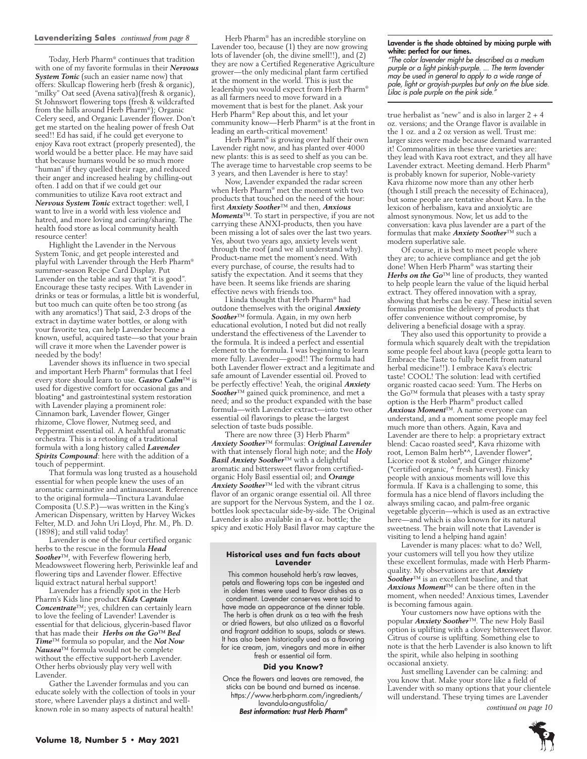**Lavenderizing Sales** *continued from page 8*

Today, Herb Pharm® continues that tradition with one of my favorite formulas in their ***Nervous System Tonic*** (such an easier name now) that offers: Skullcap flowering herb (fresh & organic), "milky" Oat seed (Avena sativa)(fresh & organic), St Johnswort flowering tops (fresh & wildcrafted from the hills around Herb Pharm®); Organic Celery seed, and Organic Lavender flower. Don't get me started on the healing power of fresh Oat seed!! Ed has said, if he could get everyone to enjoy Kava root extract (properly presented), the world would be a better place. He may have said that because humans would be so much more "human" if they quelled their rage, and reduced their anger and increased healing by chilling-out often. I add on that if we could get our communities to utilize Kava root extract and ***Nervous System Tonic*** extract together: well, I want to live in a world with less violence and hatred, and more loving and caring/sharing. The health food store as local community health resource center!

Highlight the Lavender in the Nervous System Tonic, and get people interested and playful with Lavender through the Herb Pharm® summer-season Recipe Card Display. Put Lavender on the table and say that "it is good". Encourage these tasty recipes. With Lavender in drinks or teas or formulas, a little bit is wonderful, but too much can quite often be too strong (as with any aromatics!) That said, 2-3 drops of the extract in daytime water bottles, or along with your favorite tea, can help Lavender become a known, useful, acquired taste—so that your brain will crave it more when the Lavender power is needed by the body!

Lavender shows its influence in two special and important Herb Pharm® formulas that I feel every store should learn to use. ***Gastro Calm***™ is used for digestive comfort for occasional gas and bloating* and gastrointestinal system restoration with Lavender playing a prominent role: Cinnamon bark, Lavender flower, Ginger rhizome, Clove flower, Nutmeg seed, and Peppermint essential oil. A healthful aromatic orchestra. This is a retooling of a traditional formula with a long history called ***Lavender Spirits Compound***: here with the addition of a touch of peppermint.

That formula was long trusted as a household essential for when people knew the uses of an aromatic carminative and antinauseant. Reference to the original formula—Tinctura Lavandulae Composita (U.S.P.)—was written in the King's American Dispensary, written by Harvey Wickes Felter, M.D. and John Uri Lloyd, Phr. M., Ph. D. (1898); and still valid today!

Lavender is one of the four certified organic herbs to the rescue in the formula ***Head Soother***™, with Feverfew flowering herb, Meadowsweet flowering herb, Periwinkle leaf and flowering tips and Lavender flower. Effective liquid extract natural herbal support!

Lavender has a friendly spot in the Herb Pharm's Kids line product ***Kids Captain Concentrate***™; yes, children can certainly learn to love the feeling of Lavender! Lavender is essential for that delicious, glycerin-based flavor that has made their ***Herbs on the Go***™ ***Bed Time***™ formula so popular, and the ***Not Now Nausea***™ formula would not be complete without the effective support-herb Lavender. Other herbs obviously play very well with Lavender.

Gather the Lavender formulas and you can educate solely with the collection of tools in your store, where Lavender plays a distinct and well-known role in so many aspects of natural health!

Herb Pharm® has an incredible storyline on Lavender too, because (1) they are now growing lots of lavender (oh, the divine smell!!), and (2) they are now a Certified Regenerative Agriculture grower—the only medicinal plant farm certified at the moment in the world. This is just the leadership you would expect from Herb Pharm® as all farmers need to move forward in a movement that is best for the planet. Ask your Herb Pharm® Rep about this, and let your community know—Herb Pharm® is at the front in leading an earth-critical movement!

Herb Pharm® is growing over half their own Lavender right now, and has planted over 4000 new plants: this is as seed to shelf as you can be. The average time to harvestable crop seems to be 3 years, and then Lavender is here to stay!

Now, Lavender expanded the radar screen when Herb Pharm® met the moment with two products that touched on the need of the hour: first ***Anxiety Soother***™ and then, ***Anxious Moments***™. To start in perspective, if you are not carrying these ANXI-products, then you have been missing a lot of sales over the last two years. Yes, about two years ago, anxiety levels went through the roof (and we all understand why). Product-name met the moment's need. With every purchase, of course, the results had to satisfy the expectation. And it seems that they have been. It seems like friends are sharing effective news with friends too.

I kinda thought that Herb Pharm® had outdone themselves with the original ***Anxiety Soother***™ formula. Again, in my own herb educational evolution, I noted but did not really understand the effectiveness of the Lavender to the formula. It is indeed a perfect and essential element to the formula. I was beginning to learn more fully. Lavender—good!! The formula had both Lavender flower extract and a legitimate and safe amount of Lavender essential oil. Proved to be perfectly effective! Yeah, the original ***Anxiety Soother***™ gained quick prominence, and met a need; and so the product expanded with the base formula—with Lavender extract—into two other essential oil flavorings to please the largest selection of taste buds possible.

There are now three (3) Herb Pharm® ***Anxiety Soother***™ formulas: ***Original Lavender*** with that intensely floral high note; and the ***Holy Basil Anxiety Soother***™ with a delightful aromatic and bittersweet flavor from certified-organic Holy Basil essential oil; and ***Orange Anxiety Soother***™ led with the vibrant citrus flavor of an organic orange essential oil. All three are support for the Nervous System, and the 1 oz. bottles look spectacular side-by-side. The Original Lavender is also available in a 4 oz. bottle; the spicy and exotic Holy Basil flavor may capture the true herbalist as "new" and is also in larger 2 + 4 oz. versions; and the Orange flavor is available in the 1 oz. and a 2 oz version as well. Trust me: larger sizes were made because demand warranted it! Commonalities in these three varieties are: they lead with Kava root extract, and they all have Lavender extract. Meeting demand. Herb Pharm® is probably known for superior, Noble-variety Kava rhizome now more than any other herb (though I still preach the necessity of Echinacea), but some people are tentative about Kava. In the lexicon of herbalism, kava and anxiolytic are almost synonymous. Now, let us add to the conversation: kava plus lavender are a part of the formulas that make ***Anxiety Soother***™ such a modern superlative sale.

Of course, it is best to meet people where they are; to achieve compliance and get the job done! When Herb Pharm® was starting their ***Herbs on the Go***™ line of products, they wanted to help people learn the value of the liquid herbal extract. They offered innovation with a spray, showing that herbs can be easy. These initial seven formulas promise the delivery of products that offer convenience without compromise, by delivering a beneficial dosage with a spray.

They also used this opportunity to provide a formula which squarely dealt with the trepidation some people feel about kava (people gotta learn to Embrace the Taste to fully benefit from natural herbal medicine!!). I embrace Kava's electric taste! COOL! The solution: lead with certified organic roasted cacao seed: Yum. The Herbs on the Go™ formula that pleases with a tasty spray option is the Herb Pharm® product called ***Anxious Moment***™. A name everyone can understand, and a moment some people may feel much more than others. Again, Kava and Lavender are there to help: a proprietary extract blend: Cacao roasted seed*, Kava rhizome with root, Lemon Balm herb*^, Lavender flower*, Licorice root & stolon*, and Ginger rhizome* (*certified organic, ^ fresh harvest). Finicky people with anxious moments will love this formula. If Kava is a challenging to some, this formula has a nice blend of flavors including the always smiling cacao, and palm-free organic vegetable glycerin—which is used as an extractive here—and which is also known for its natural sweetness. The brain will note that Lavender is visiting to lend a helping hand again!

Lavender is many places: what to do? Well, your customers will tell you how they utilize these excellent formulas, made with Herb Pharm-quality. My observations are that ***Anxiety Soother***™ is an excellent baseline, and that ***Anxious Moment***™ can be there often in the moment, when needed! Anxious times, Lavender is becoming famous again.

Your customers now have options with the popular ***Anxiety Soother***™. The new Holy Basil option is uplifting with a clovey bittersweet flavor. Citrus of course is uplifting. Something else to note is that the herb Lavender is also known to lift the spirit, while also helping in soothing occasional anxiety.

Just smelling Lavender can be calming: and you know that. Make your store like a field of Lavender with so many options that your clientele will understand. These trying times are Lavender

*continued on page 10*

---

**Lavender is the shade obtained by mixing purple with white: perfect for our times.**

*"The color lavender might be described as a medium purple or a light pinkish-purple. ... The term lavender may be used in general to apply to a wide range of pale, light or grayish-purples but only on the blue side. Lilac is pale purple on the pink side."*

---

### Historical uses and fun facts about Lavender

This common household herb's raw leaves, petals and flowering tops can be ingested and in olden times were used to flavor dishes as a condiment. Lavender conserves were said to have made an appearance at the dinner table. The herb is often drunk as a tea with the fresh or dried flowers, but also utilized as a flavorful and fragrant addition to soups, salads or stews. It has also been historically used as a flavoring for ice cream, jam, vinegars and more in either fresh or essential oil form.

**Did you Know?**

Once the flowers and leaves are removed, the sticks can be bound and burned as incense.
https://www.herb-pharm.com/ingredients/lavandula-angustifolia/
***Best information: trust Herb Pharm®***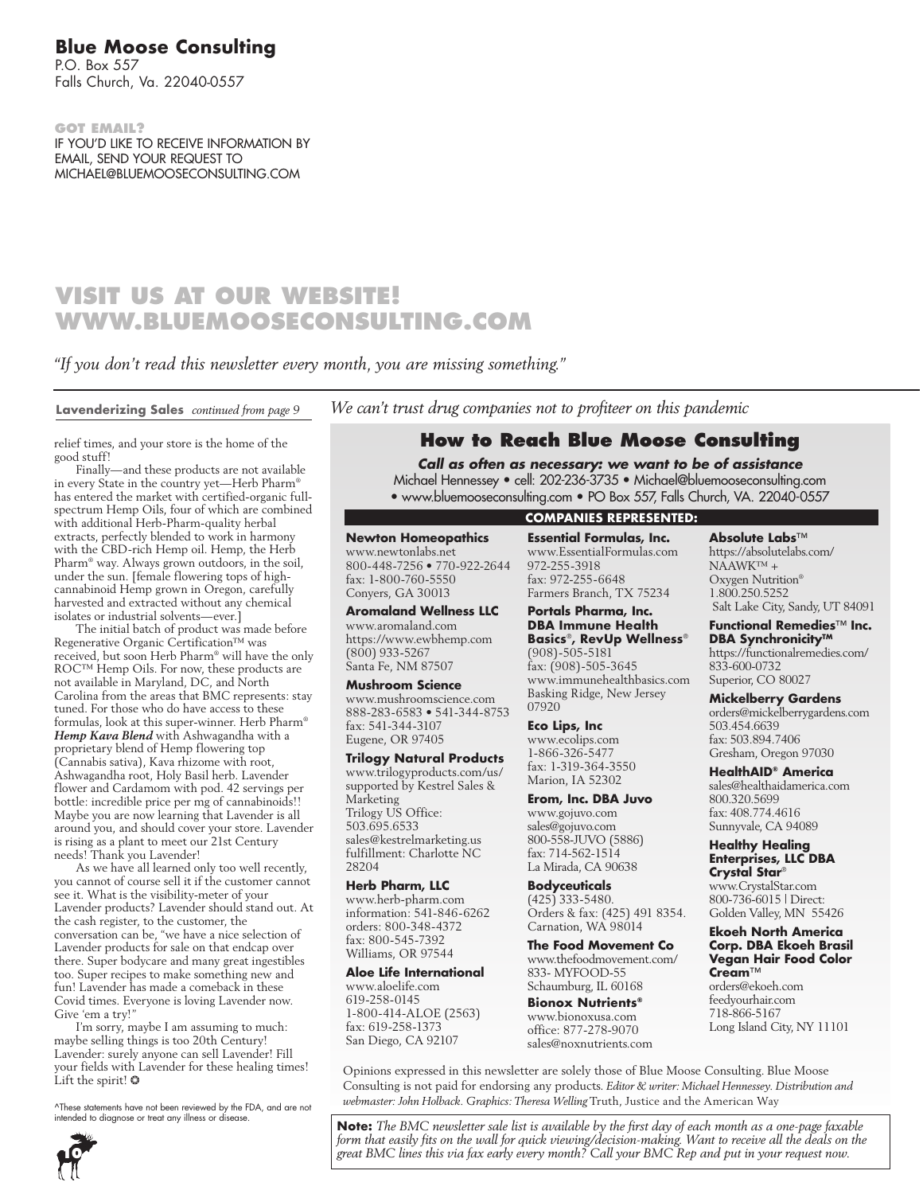## Blue Moose Consulting

P.O. Box 557
Falls Church, Va. 22040-0557

**GOT EMAIL?**
IF YOU'D LIKE TO RECEIVE INFORMATION BY EMAIL, SEND YOUR REQUEST TO MICHAEL@BLUEMOOSECONSULTING.COM

## VISIT US AT OUR WEBSITE! WWW.BLUEMOOSECONSULTING.COM

*"If you don't read this newsletter every month, you are missing something."*

*We can't trust drug companies not to profiteer on this pandemic*

**Lavenderizing Sales** *continued from page 9*

relief times, and your store is the home of the good stuff!

Finally—and these products are not available in every State in the country yet—Herb Pharm® has entered the market with certified-organic full-spectrum Hemp Oils, four of which are combined with additional Herb-Pharm-quality herbal extracts, perfectly blended to work in harmony with the CBD-rich Hemp oil. Hemp, the Herb Pharm® way. Always grown outdoors, in the soil, under the sun. [female flowering tops of high-cannabinoid Hemp grown in Oregon, carefully harvested and extracted without any chemical isolates or industrial solvents—ever.]

The initial batch of product was made before Regenerative Organic Certification™ was received, but soon Herb Pharm® will have the only ROC™ Hemp Oils. For now, these products are not available in Maryland, DC, and North Carolina from the areas that BMC represents: stay tuned. For those who do have access to these formulas, look at this super-winner. Herb Pharm® ***Hemp Kava Blend*** with Ashwagandha with a proprietary blend of Hemp flowering top (Cannabis sativa), Kava rhizome with root, Ashwagandha root, Holy Basil herb. Lavender flower and Cardamom with pod. 42 servings per bottle: incredible price per mg of cannabinoids!! Maybe you are now learning that Lavender is all around you, and should cover your store. Lavender is rising as a plant to meet our 21st Century needs! Thank you Lavender!

As we have all learned only too well recently, you cannot of course sell it if the customer cannot see it. What is the visibility-meter of your Lavender products? Lavender should stand out. At the cash register, to the customer, the conversation can be, "we have a nice selection of Lavender products for sale on that endcap over there. Super bodycare and many great ingestibles too. Super recipes to make something new and fun! Lavender has made a comeback in these Covid times. Everyone is loving Lavender now. Give 'em a try!"

I'm sorry, maybe I am assuming to much: maybe selling things is too 20th Century! Lavender: surely anyone can sell Lavender! Fill your fields with Lavender for these healing times! Lift the spirit! ✪

^These statements have not been reviewed by the FDA, and are not intended to diagnose or treat any illness or disease.

## How to Reach Blue Moose Consulting

***Call as often as necessary: we want to be of assistance***

Michael Hennessey • cell: 202-236-3735 • Michael@bluemooseconsulting.com • www.bluemooseconsulting.com • PO Box 557, Falls Church, VA. 22040-0557

### COMPANIES REPRESENTED:

**Newton Homeopathics**
www.newtonlabs.net
800-448-7256 • 770-922-2644
fax: 1-800-760-5550
Conyers, GA 30013

**Aromaland Wellness LLC**
www.aromaland.com
https://www.ewbhemp.com
(800) 933-5267
Santa Fe, NM 87507

**Mushroom Science**
www.mushroomscience.com
888-283-6583 • 541-344-8753
fax: 541-344-3107
Eugene, OR 97405

**Trilogy Natural Products**
www.trilogyproducts.com/us/
supported by Kestrel Sales & Marketing
Trilogy US Office: 503.695.6533
sales@kestrelmarketing.us
fulfillment: Charlotte NC 28204

**Herb Pharm, LLC**
www.herb-pharm.com
information: 541-846-6262
orders: 800-348-4372
fax: 800-545-7392
Williams, OR 97544

**Aloe Life International**
www.aloelife.com
619-258-0145
1-800-414-ALOE (2563)
fax: 619-258-1373
San Diego, CA 92107

**Essential Formulas, Inc.**
www.EssentialFormulas.com
972-255-3918
fax: 972-255-6648
Farmers Branch, TX 75234

**Portals Pharma, Inc. DBA Immune Health Basics®, RevUp Wellness®**
(908)-505-5181
fax: (908)-505-3645
www.immunehealthbasics.com
Basking Ridge, New Jersey 07920

**Eco Lips, Inc**
www.ecolips.com
1-866-326-5477
fax: 1-319-364-3550
Marion, IA 52302

**Erom, Inc. DBA Juvo**
www.gojuvo.com
sales@gojuvo.com
800-558-JUVO (5886)
fax: 714-562-1514
La Mirada, CA 90638

**Bodyceuticals**
(425) 333-5480.
Orders & fax: (425) 491 8354.
Carnation, WA 98014

**The Food Movement Co**
www.thefoodmovement.com/
833- MYFOOD-55
Schaumburg, IL 60168

**Bionox Nutrients®**
www.bionoxusa.com
office: 877-278-9070
sales@noxnutrients.com

**Absolute Labs™**
https://absolutelabs.com/
NAAWK™ + Oxygen Nutrition®
1.800.250.5252
Salt Lake City, Sandy, UT 84091

**Functional Remedies™ Inc. DBA Synchronicity™**
https://functionalremedies.com/
833-600-0732
Superior, CO 80027

**Mickelberry Gardens**
orders@mickelberrygardens.com
503.454.6639
fax: 503.894.7406
Gresham, Oregon 97030

**HealthAID® America**
sales@healthaidamerica.com
800.320.5699
fax: 408.774.4616
Sunnyvale, CA 94089

**Healthy Healing Enterprises, LLC DBA Crystal Star®**
www.CrystalStar.com
800-736-6015 | Direct:
Golden Valley, MN 55426

**Ekoeh North America Corp. DBA Ekoeh Brasil Vegan Hair Food Color Cream™**
orders@ekoeh.com
feedyourhair.com
718-866-5167
Long Island City, NY 11101

Opinions expressed in this newsletter are solely those of Blue Moose Consulting. Blue Moose Consulting is not paid for endorsing any products. *Editor & writer: Michael Hennessey. Distribution and webmaster: John Holback. Graphics: Theresa Welling* Truth, Justice and the American Way

**Note:** *The BMC newsletter sale list is available by the first day of each month as a one-page faxable form that easily fits on the wall for quick viewing/decision-making. Want to receive all the deals on the great BMC lines this via fax early every month? Call your BMC Rep and put in your request now.*